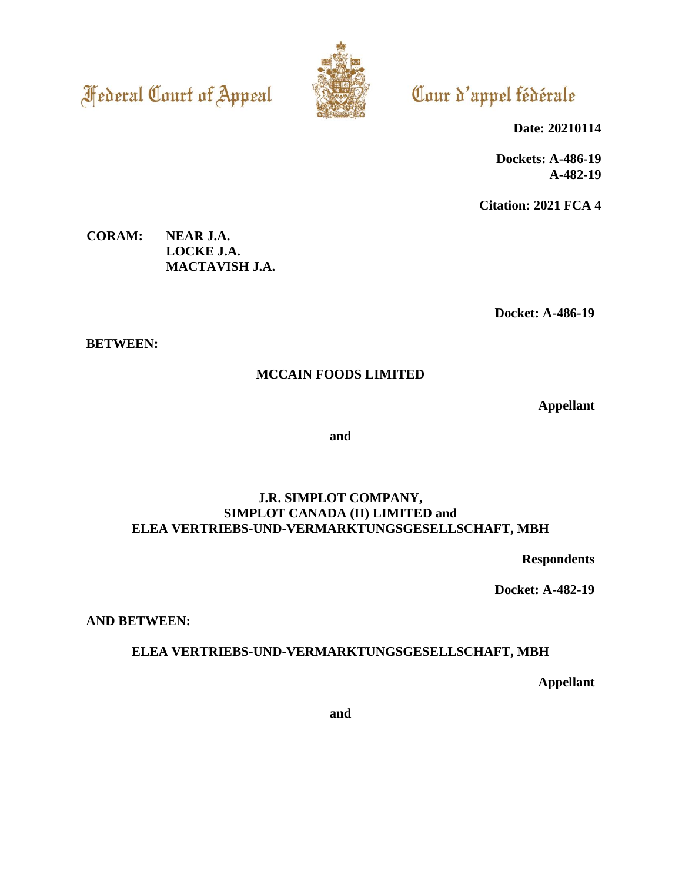Federal Court of Appeal

Cour d'appel fédérale

**Date: 20210114**

**Dockets: A-486-19**
**A-482-19**

**Citation: 2021 FCA 4**

**CORAM:** **NEAR J.A.**
**LOCKE J.A.**
**MACTAVISH J.A.**

**Docket: A-486-19**

**BETWEEN:**

**MCCAIN FOODS LIMITED**

**Appellant**

**and**

**J.R. SIMPLOT COMPANY,**
**SIMPLOT CANADA (II) LIMITED and**
**ELEA VERTRIEBS-UND-VERMARKTUNGSGESELLSCHAFT, MBH**

**Respondents**

**Docket: A-482-19**

**AND BETWEEN:**

**ELEA VERTRIEBS-UND-VERMARKTUNGSGESELLSCHAFT, MBH**

**Appellant**

**and**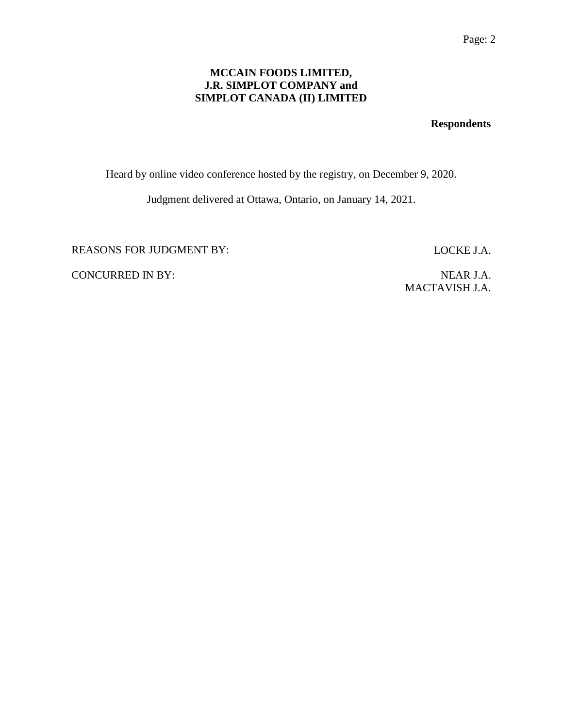**MCCAIN FOODS LIMITED,**
**J.R. SIMPLOT COMPANY and**
**SIMPLOT CANADA (II) LIMITED**

**Respondents**

Heard by online video conference hosted by the registry, on December 9, 2020.

Judgment delivered at Ottawa, Ontario, on January 14, 2021.

REASONS FOR JUDGMENT BY: LOCKE J.A.

CONCURRED IN BY: NEAR J.A.
MACTAVISH J.A.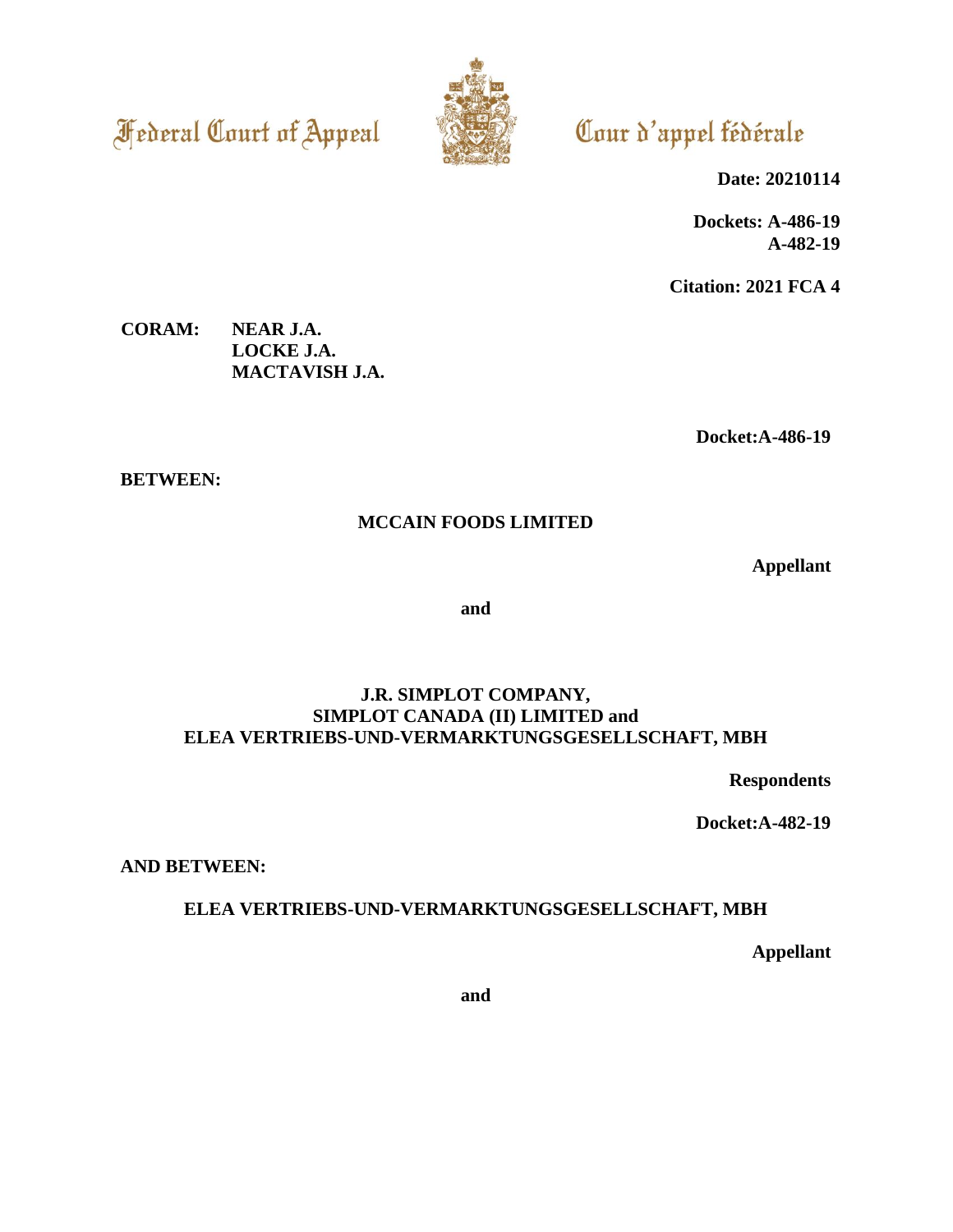Federal Court of Appeal

Cour d'appel fédérale

**Date: 20210114**

**Dockets: A-486-19**
**A-482-19**

**Citation: 2021 FCA 4**

**CORAM: NEAR J.A.**
**LOCKE J.A.**
**MACTAVISH J.A.**

**Docket:A-486-19**

**BETWEEN:**

**MCCAIN FOODS LIMITED**

**Appellant**

**and**

**J.R. SIMPLOT COMPANY,**
**SIMPLOT CANADA (II) LIMITED and**
**ELEA VERTRIEBS-UND-VERMARKTUNGSGESELLSCHAFT, MBH**

**Respondents**

**Docket:A-482-19**

**AND BETWEEN:**

**ELEA VERTRIEBS-UND-VERMARKTUNGSGESELLSCHAFT, MBH**

**Appellant**

**and**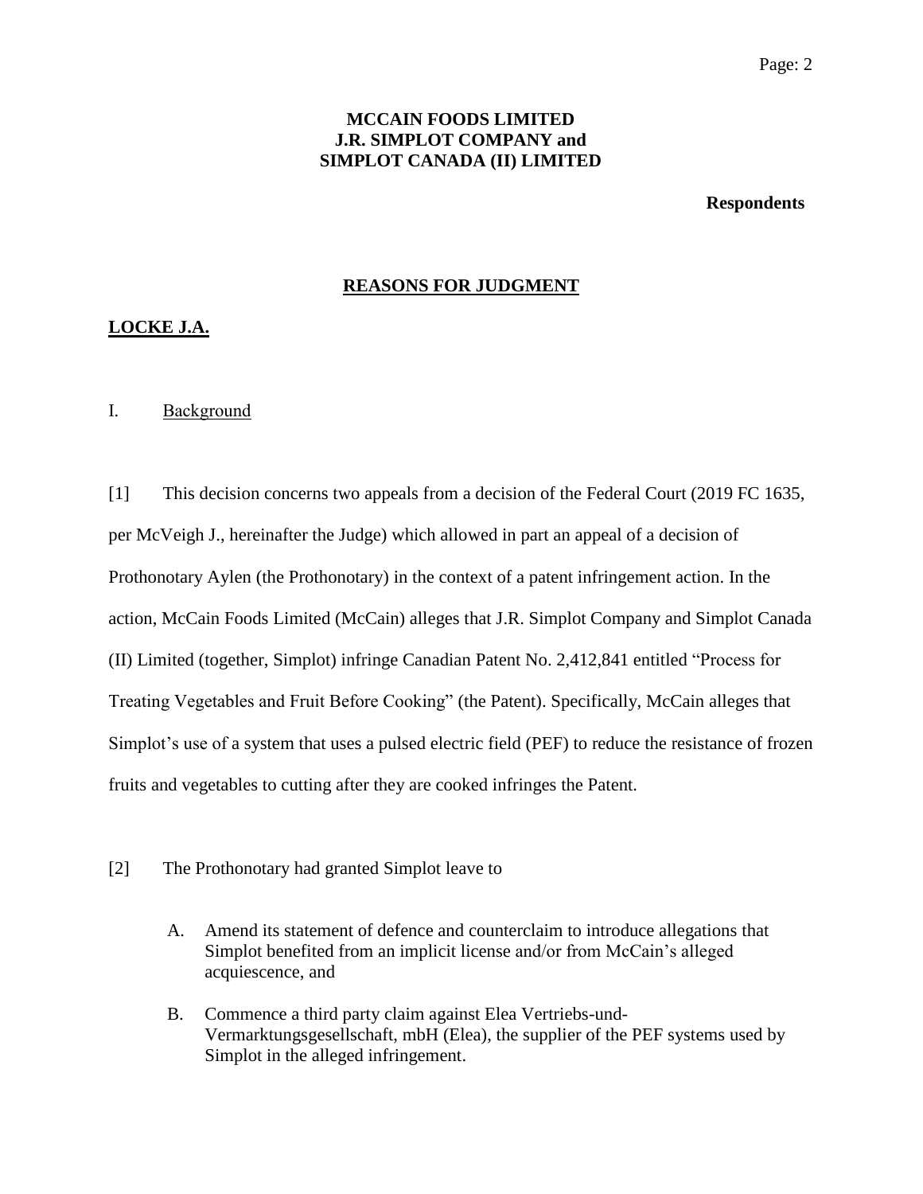**MCCAIN FOODS LIMITED**
**J.R. SIMPLOT COMPANY and**
**SIMPLOT CANADA (II) LIMITED**

**Respondents**

## REASONS FOR JUDGMENT

**LOCKE J.A.**

I. Background

[1] This decision concerns two appeals from a decision of the Federal Court (2019 FC 1635, per McVeigh J., hereinafter the Judge) which allowed in part an appeal of a decision of Prothonotary Aylen (the Prothonotary) in the context of a patent infringement action. In the action, McCain Foods Limited (McCain) alleges that J.R. Simplot Company and Simplot Canada (II) Limited (together, Simplot) infringe Canadian Patent No. 2,412,841 entitled "Process for Treating Vegetables and Fruit Before Cooking" (the Patent). Specifically, McCain alleges that Simplot's use of a system that uses a pulsed electric field (PEF) to reduce the resistance of frozen fruits and vegetables to cutting after they are cooked infringes the Patent.

[2] The Prothonotary had granted Simplot leave to

A. Amend its statement of defence and counterclaim to introduce allegations that Simplot benefited from an implicit license and/or from McCain's alleged acquiescence, and

B. Commence a third party claim against Elea Vertriebs-und-Vermarktungsgesellschaft, mbH (Elea), the supplier of the PEF systems used by Simplot in the alleged infringement.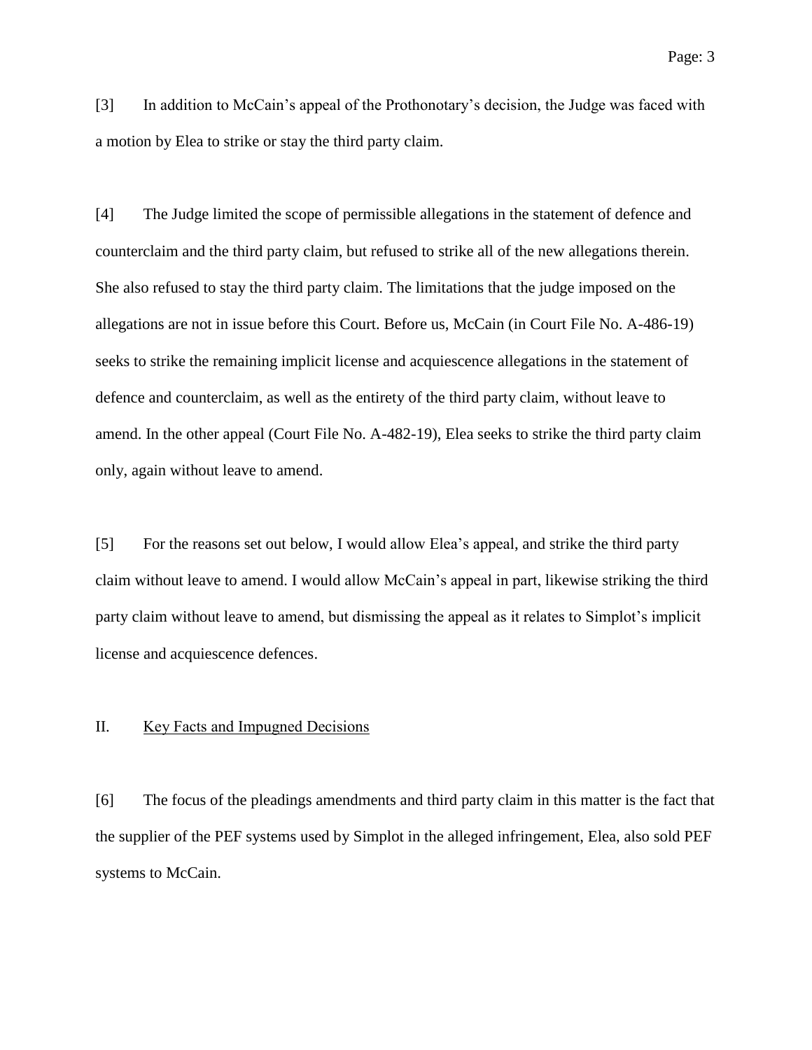[3] In addition to McCain's appeal of the Prothonotary's decision, the Judge was faced with a motion by Elea to strike or stay the third party claim.

[4] The Judge limited the scope of permissible allegations in the statement of defence and counterclaim and the third party claim, but refused to strike all of the new allegations therein. She also refused to stay the third party claim. The limitations that the judge imposed on the allegations are not in issue before this Court. Before us, McCain (in Court File No. A-486-19) seeks to strike the remaining implicit license and acquiescence allegations in the statement of defence and counterclaim, as well as the entirety of the third party claim, without leave to amend. In the other appeal (Court File No. A-482-19), Elea seeks to strike the third party claim only, again without leave to amend.

[5] For the reasons set out below, I would allow Elea's appeal, and strike the third party claim without leave to amend. I would allow McCain's appeal in part, likewise striking the third party claim without leave to amend, but dismissing the appeal as it relates to Simplot's implicit license and acquiescence defences.

## II. Key Facts and Impugned Decisions

[6] The focus of the pleadings amendments and third party claim in this matter is the fact that the supplier of the PEF systems used by Simplot in the alleged infringement, Elea, also sold PEF systems to McCain.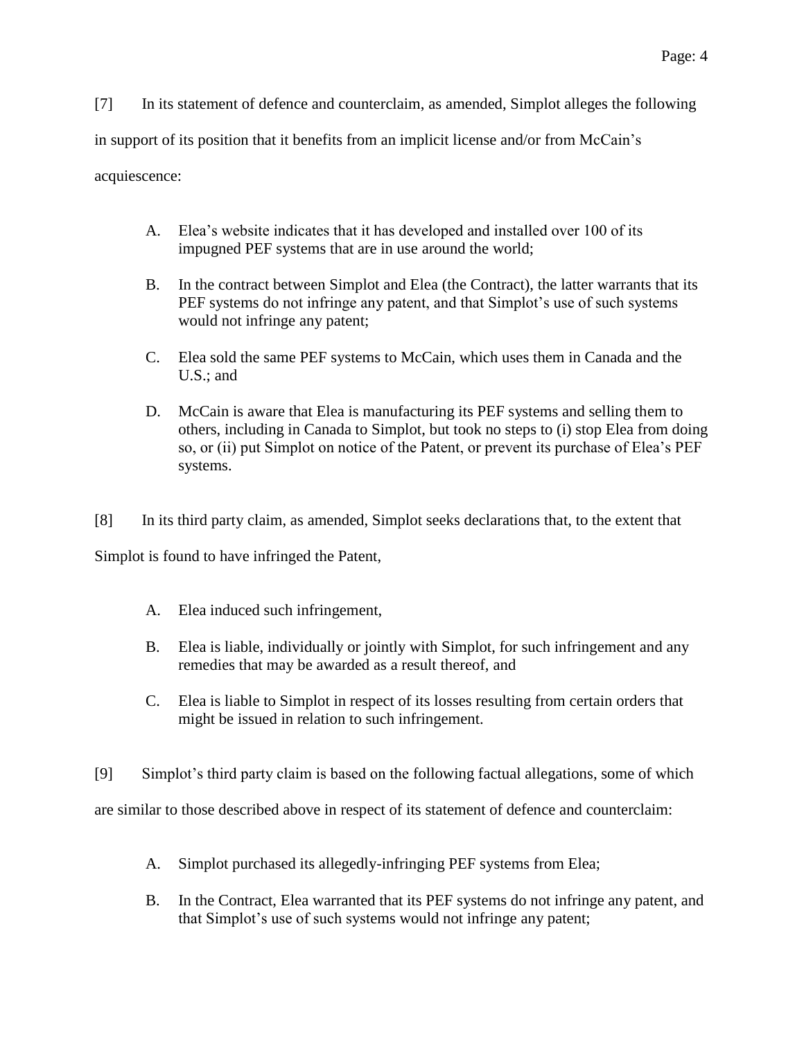[7] In its statement of defence and counterclaim, as amended, Simplot alleges the following in support of its position that it benefits from an implicit license and/or from McCain's acquiescence:

A. Elea's website indicates that it has developed and installed over 100 of its impugned PEF systems that are in use around the world;

B. In the contract between Simplot and Elea (the Contract), the latter warrants that its PEF systems do not infringe any patent, and that Simplot's use of such systems would not infringe any patent;

C. Elea sold the same PEF systems to McCain, which uses them in Canada and the U.S.; and

D. McCain is aware that Elea is manufacturing its PEF systems and selling them to others, including in Canada to Simplot, but took no steps to (i) stop Elea from doing so, or (ii) put Simplot on notice of the Patent, or prevent its purchase of Elea's PEF systems.

[8] In its third party claim, as amended, Simplot seeks declarations that, to the extent that Simplot is found to have infringed the Patent,

A. Elea induced such infringement,

B. Elea is liable, individually or jointly with Simplot, for such infringement and any remedies that may be awarded as a result thereof, and

C. Elea is liable to Simplot in respect of its losses resulting from certain orders that might be issued in relation to such infringement.

[9] Simplot's third party claim is based on the following factual allegations, some of which are similar to those described above in respect of its statement of defence and counterclaim:

A. Simplot purchased its allegedly-infringing PEF systems from Elea;

B. In the Contract, Elea warranted that its PEF systems do not infringe any patent, and that Simplot's use of such systems would not infringe any patent;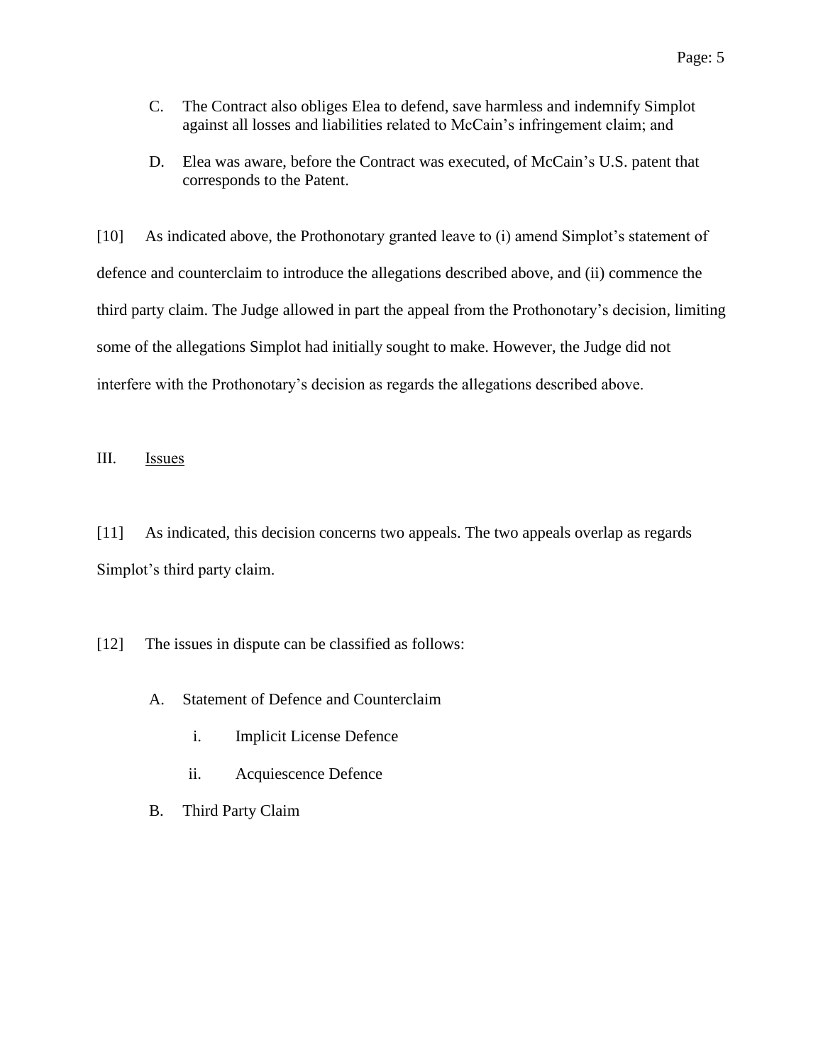C. The Contract also obliges Elea to defend, save harmless and indemnify Simplot against all losses and liabilities related to McCain's infringement claim; and

D. Elea was aware, before the Contract was executed, of McCain's U.S. patent that corresponds to the Patent.

[10] As indicated above, the Prothonotary granted leave to (i) amend Simplot's statement of defence and counterclaim to introduce the allegations described above, and (ii) commence the third party claim. The Judge allowed in part the appeal from the Prothonotary's decision, limiting some of the allegations Simplot had initially sought to make. However, the Judge did not interfere with the Prothonotary's decision as regards the allegations described above.

## III. Issues

[11] As indicated, this decision concerns two appeals. The two appeals overlap as regards Simplot's third party claim.

[12] The issues in dispute can be classified as follows:

A. Statement of Defence and Counterclaim

  i. Implicit License Defence

  ii. Acquiescence Defence

B. Third Party Claim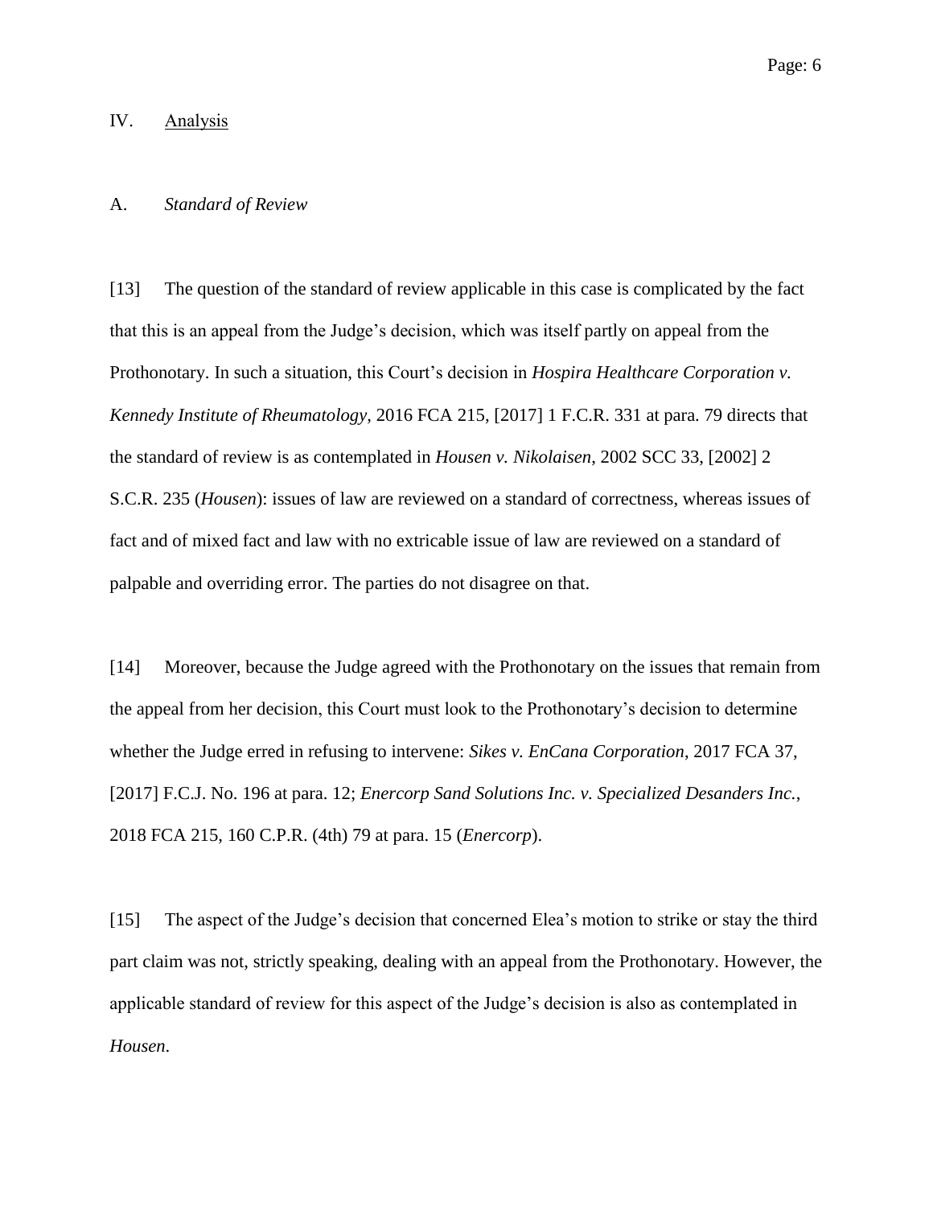## IV. Analysis

### A. *Standard of Review*

[13] The question of the standard of review applicable in this case is complicated by the fact that this is an appeal from the Judge's decision, which was itself partly on appeal from the Prothonotary. In such a situation, this Court's decision in *Hospira Healthcare Corporation v. Kennedy Institute of Rheumatology*, 2016 FCA 215, [2017] 1 F.C.R. 331 at para. 79 directs that the standard of review is as contemplated in *Housen v. Nikolaisen*, 2002 SCC 33, [2002] 2 S.C.R. 235 (*Housen*): issues of law are reviewed on a standard of correctness, whereas issues of fact and of mixed fact and law with no extricable issue of law are reviewed on a standard of palpable and overriding error. The parties do not disagree on that.

[14] Moreover, because the Judge agreed with the Prothonotary on the issues that remain from the appeal from her decision, this Court must look to the Prothonotary's decision to determine whether the Judge erred in refusing to intervene: *Sikes v. EnCana Corporation*, 2017 FCA 37, [2017] F.C.J. No. 196 at para. 12; *Enercorp Sand Solutions Inc. v. Specialized Desanders Inc.*, 2018 FCA 215, 160 C.P.R. (4th) 79 at para. 15 (*Enercorp*).

[15] The aspect of the Judge's decision that concerned Elea's motion to strike or stay the third part claim was not, strictly speaking, dealing with an appeal from the Prothonotary. However, the applicable standard of review for this aspect of the Judge's decision is also as contemplated in *Housen*.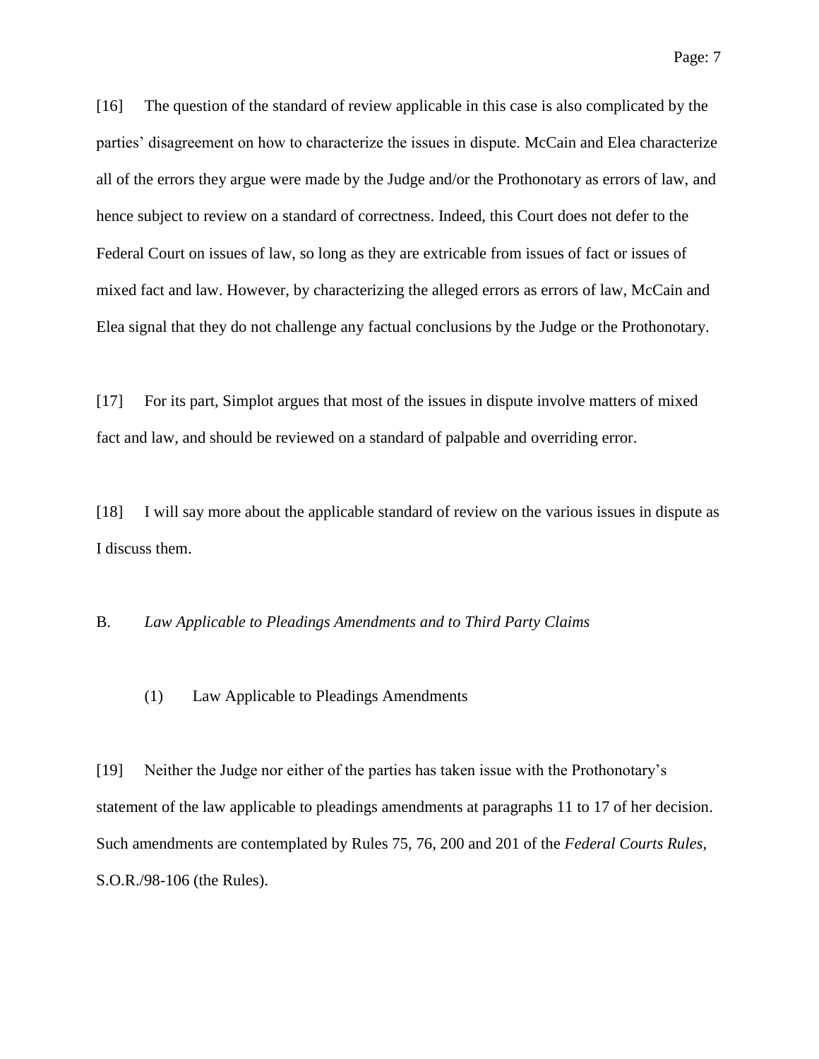[16] The question of the standard of review applicable in this case is also complicated by the parties' disagreement on how to characterize the issues in dispute. McCain and Elea characterize all of the errors they argue were made by the Judge and/or the Prothonotary as errors of law, and hence subject to review on a standard of correctness. Indeed, this Court does not defer to the Federal Court on issues of law, so long as they are extricable from issues of fact or issues of mixed fact and law. However, by characterizing the alleged errors as errors of law, McCain and Elea signal that they do not challenge any factual conclusions by the Judge or the Prothonotary.

[17] For its part, Simplot argues that most of the issues in dispute involve matters of mixed fact and law, and should be reviewed on a standard of palpable and overriding error.

[18] I will say more about the applicable standard of review on the various issues in dispute as I discuss them.

## B. *Law Applicable to Pleadings Amendments and to Third Party Claims*

### (1) Law Applicable to Pleadings Amendments

[19] Neither the Judge nor either of the parties has taken issue with the Prothonotary's statement of the law applicable to pleadings amendments at paragraphs 11 to 17 of her decision. Such amendments are contemplated by Rules 75, 76, 200 and 201 of the *Federal Courts Rules*, S.O.R./98-106 (the Rules).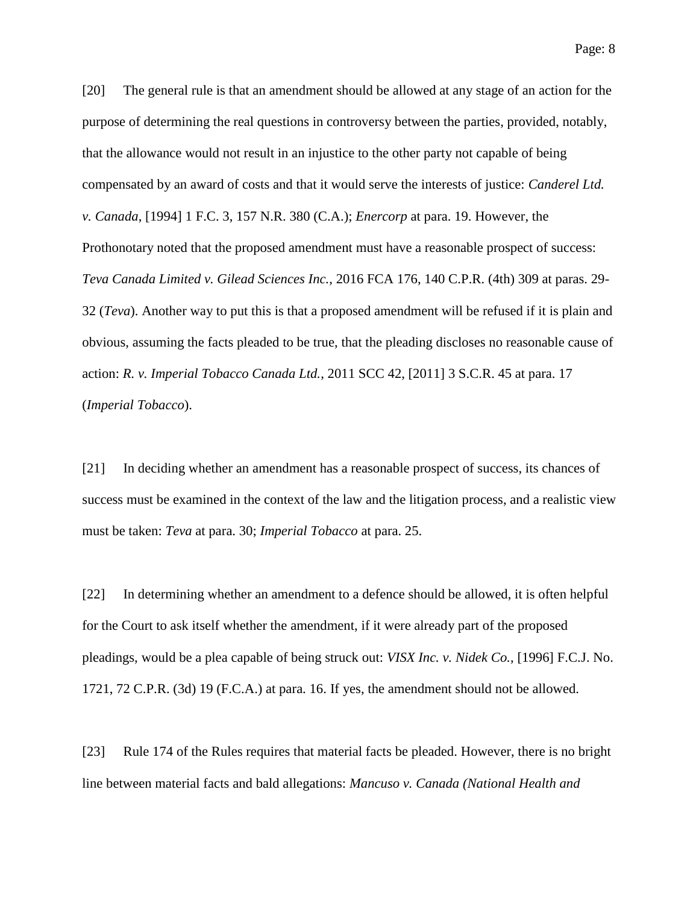[20] The general rule is that an amendment should be allowed at any stage of an action for the purpose of determining the real questions in controversy between the parties, provided, notably, that the allowance would not result in an injustice to the other party not capable of being compensated by an award of costs and that it would serve the interests of justice: *Canderel Ltd. v. Canada*, [1994] 1 F.C. 3, 157 N.R. 380 (C.A.); *Enercorp* at para. 19. However, the Prothonotary noted that the proposed amendment must have a reasonable prospect of success: *Teva Canada Limited v. Gilead Sciences Inc.*, 2016 FCA 176, 140 C.P.R. (4th) 309 at paras. 29-32 (*Teva*). Another way to put this is that a proposed amendment will be refused if it is plain and obvious, assuming the facts pleaded to be true, that the pleading discloses no reasonable cause of action: *R. v. Imperial Tobacco Canada Ltd.*, 2011 SCC 42, [2011] 3 S.C.R. 45 at para. 17 (*Imperial Tobacco*).

[21] In deciding whether an amendment has a reasonable prospect of success, its chances of success must be examined in the context of the law and the litigation process, and a realistic view must be taken: *Teva* at para. 30; *Imperial Tobacco* at para. 25.

[22] In determining whether an amendment to a defence should be allowed, it is often helpful for the Court to ask itself whether the amendment, if it were already part of the proposed pleadings, would be a plea capable of being struck out: *VISX Inc. v. Nidek Co.*, [1996] F.C.J. No. 1721, 72 C.P.R. (3d) 19 (F.C.A.) at para. 16. If yes, the amendment should not be allowed.

[23] Rule 174 of the Rules requires that material facts be pleaded. However, there is no bright line between material facts and bald allegations: *Mancuso v. Canada (National Health and*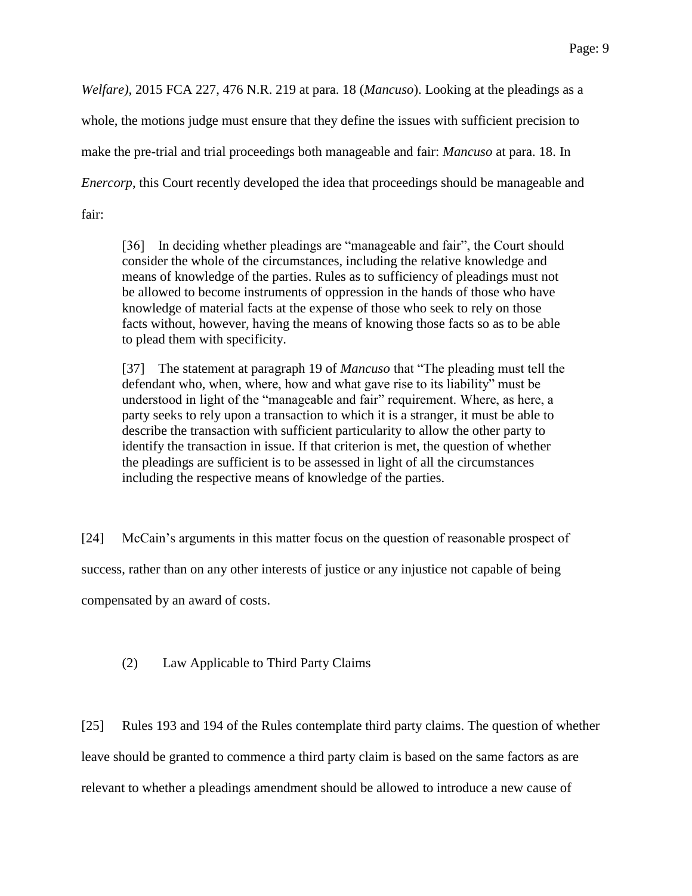*Welfare)*, 2015 FCA 227, 476 N.R. 219 at para. 18 (*Mancuso*). Looking at the pleadings as a whole, the motions judge must ensure that they define the issues with sufficient precision to make the pre-trial and trial proceedings both manageable and fair: *Mancuso* at para. 18. In *Enercorp*, this Court recently developed the idea that proceedings should be manageable and fair:

> [36] In deciding whether pleadings are "manageable and fair", the Court should consider the whole of the circumstances, including the relative knowledge and means of knowledge of the parties. Rules as to sufficiency of pleadings must not be allowed to become instruments of oppression in the hands of those who have knowledge of material facts at the expense of those who seek to rely on those facts without, however, having the means of knowing those facts so as to be able to plead them with specificity.
>
> [37] The statement at paragraph 19 of *Mancuso* that "The pleading must tell the defendant who, when, where, how and what gave rise to its liability" must be understood in light of the "manageable and fair" requirement. Where, as here, a party seeks to rely upon a transaction to which it is a stranger, it must be able to describe the transaction with sufficient particularity to allow the other party to identify the transaction in issue. If that criterion is met, the question of whether the pleadings are sufficient is to be assessed in light of all the circumstances including the respective means of knowledge of the parties.

[24] McCain's arguments in this matter focus on the question of reasonable prospect of success, rather than on any other interests of justice or any injustice not capable of being compensated by an award of costs.

### (2) Law Applicable to Third Party Claims

[25] Rules 193 and 194 of the Rules contemplate third party claims. The question of whether leave should be granted to commence a third party claim is based on the same factors as are relevant to whether a pleadings amendment should be allowed to introduce a new cause of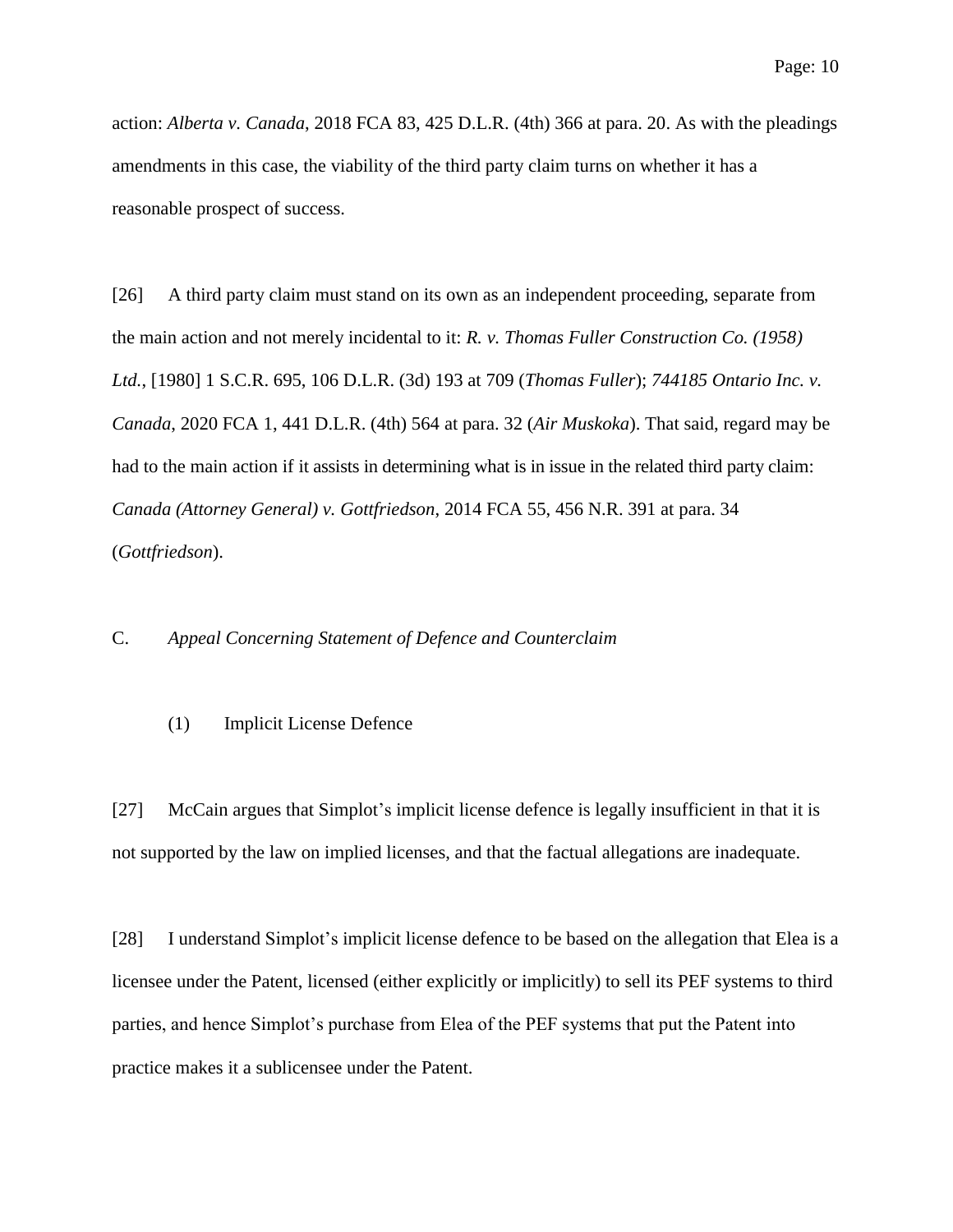action: *Alberta v. Canada*, 2018 FCA 83, 425 D.L.R. (4th) 366 at para. 20. As with the pleadings amendments in this case, the viability of the third party claim turns on whether it has a reasonable prospect of success.

[26] A third party claim must stand on its own as an independent proceeding, separate from the main action and not merely incidental to it: *R. v. Thomas Fuller Construction Co. (1958) Ltd.*, [1980] 1 S.C.R. 695, 106 D.L.R. (3d) 193 at 709 (*Thomas Fuller*); *744185 Ontario Inc. v. Canada*, 2020 FCA 1, 441 D.L.R. (4th) 564 at para. 32 (*Air Muskoka*). That said, regard may be had to the main action if it assists in determining what is in issue in the related third party claim: *Canada (Attorney General) v. Gottfriedson*, 2014 FCA 55, 456 N.R. 391 at para. 34 (*Gottfriedson*).

### C. *Appeal Concerning Statement of Defence and Counterclaim*

#### (1) Implicit License Defence

[27] McCain argues that Simplot's implicit license defence is legally insufficient in that it is not supported by the law on implied licenses, and that the factual allegations are inadequate.

[28] I understand Simplot's implicit license defence to be based on the allegation that Elea is a licensee under the Patent, licensed (either explicitly or implicitly) to sell its PEF systems to third parties, and hence Simplot's purchase from Elea of the PEF systems that put the Patent into practice makes it a sublicensee under the Patent.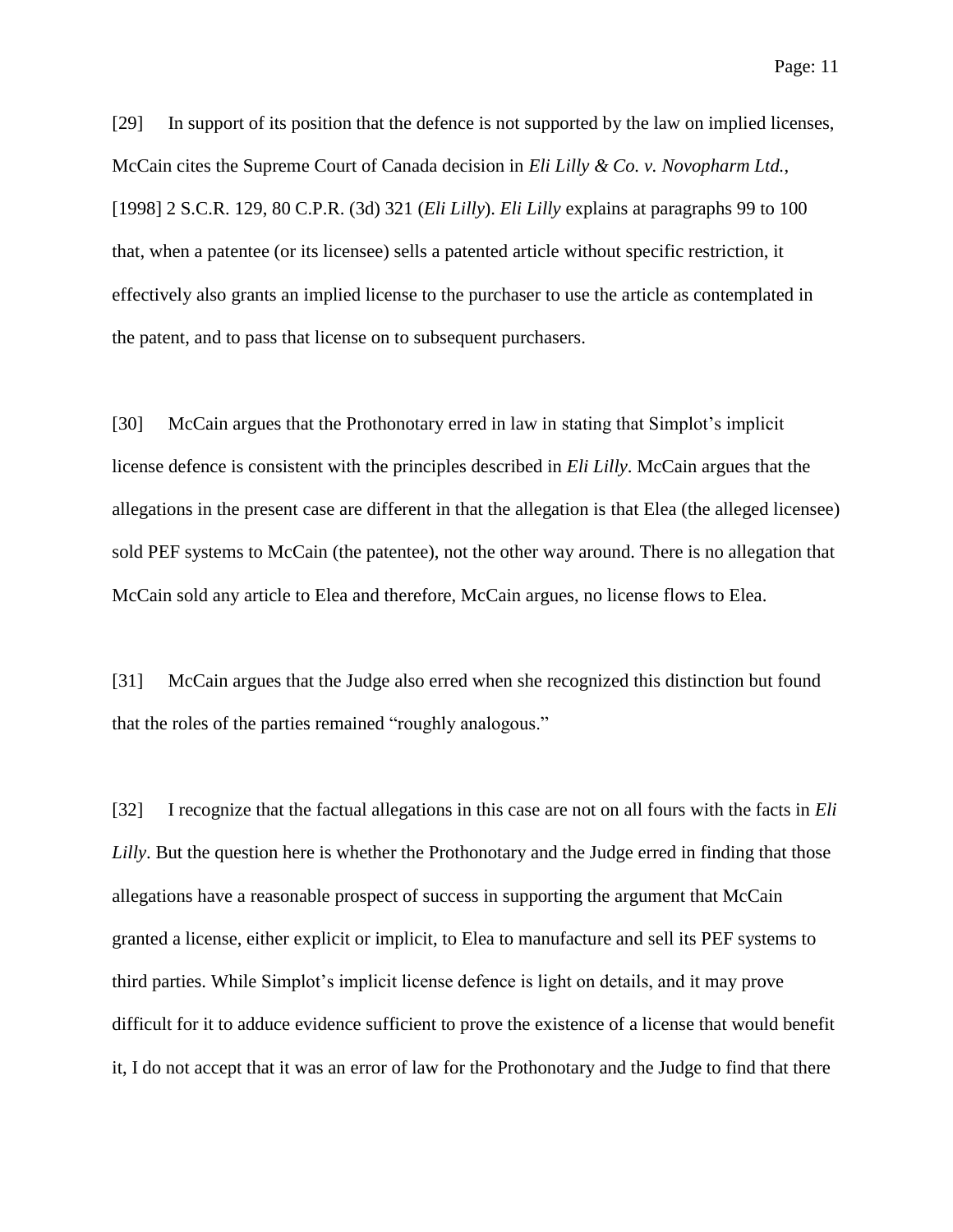[29] In support of its position that the defence is not supported by the law on implied licenses, McCain cites the Supreme Court of Canada decision in *Eli Lilly & Co. v. Novopharm Ltd.*, [1998] 2 S.C.R. 129, 80 C.P.R. (3d) 321 (*Eli Lilly*). *Eli Lilly* explains at paragraphs 99 to 100 that, when a patentee (or its licensee) sells a patented article without specific restriction, it effectively also grants an implied license to the purchaser to use the article as contemplated in the patent, and to pass that license on to subsequent purchasers.

[30] McCain argues that the Prothonotary erred in law in stating that Simplot's implicit license defence is consistent with the principles described in *Eli Lilly*. McCain argues that the allegations in the present case are different in that the allegation is that Elea (the alleged licensee) sold PEF systems to McCain (the patentee), not the other way around. There is no allegation that McCain sold any article to Elea and therefore, McCain argues, no license flows to Elea.

[31] McCain argues that the Judge also erred when she recognized this distinction but found that the roles of the parties remained "roughly analogous."

[32] I recognize that the factual allegations in this case are not on all fours with the facts in *Eli Lilly*. But the question here is whether the Prothonotary and the Judge erred in finding that those allegations have a reasonable prospect of success in supporting the argument that McCain granted a license, either explicit or implicit, to Elea to manufacture and sell its PEF systems to third parties. While Simplot's implicit license defence is light on details, and it may prove difficult for it to adduce evidence sufficient to prove the existence of a license that would benefit it, I do not accept that it was an error of law for the Prothonotary and the Judge to find that there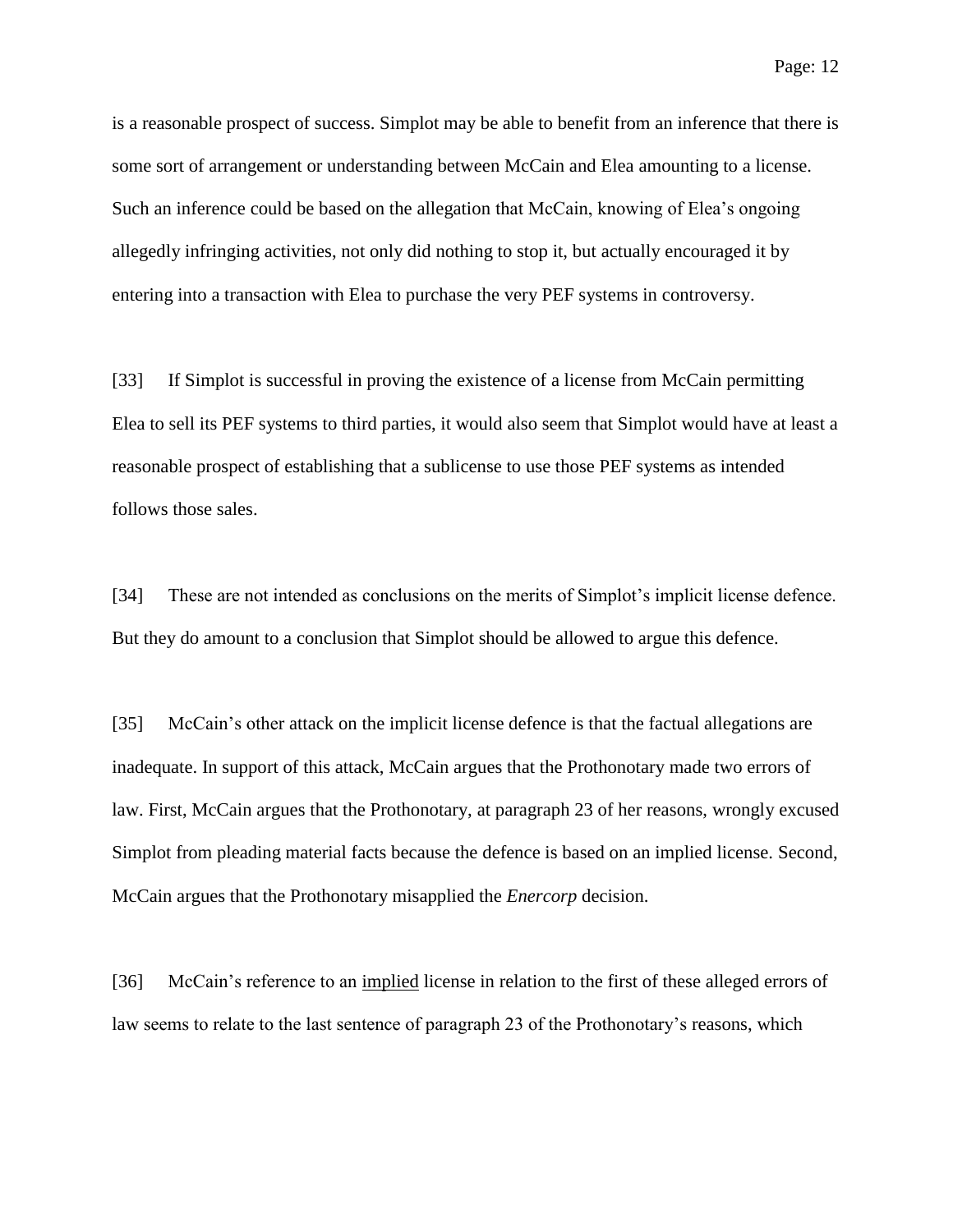is a reasonable prospect of success. Simplot may be able to benefit from an inference that there is some sort of arrangement or understanding between McCain and Elea amounting to a license. Such an inference could be based on the allegation that McCain, knowing of Elea's ongoing allegedly infringing activities, not only did nothing to stop it, but actually encouraged it by entering into a transaction with Elea to purchase the very PEF systems in controversy.

[33] If Simplot is successful in proving the existence of a license from McCain permitting Elea to sell its PEF systems to third parties, it would also seem that Simplot would have at least a reasonable prospect of establishing that a sublicense to use those PEF systems as intended follows those sales.

[34] These are not intended as conclusions on the merits of Simplot's implicit license defence. But they do amount to a conclusion that Simplot should be allowed to argue this defence.

[35] McCain's other attack on the implicit license defence is that the factual allegations are inadequate. In support of this attack, McCain argues that the Prothonotary made two errors of law. First, McCain argues that the Prothonotary, at paragraph 23 of her reasons, wrongly excused Simplot from pleading material facts because the defence is based on an implied license. Second, McCain argues that the Prothonotary misapplied the *Enercorp* decision.

[36] McCain's reference to an <u>implied</u> license in relation to the first of these alleged errors of law seems to relate to the last sentence of paragraph 23 of the Prothonotary's reasons, which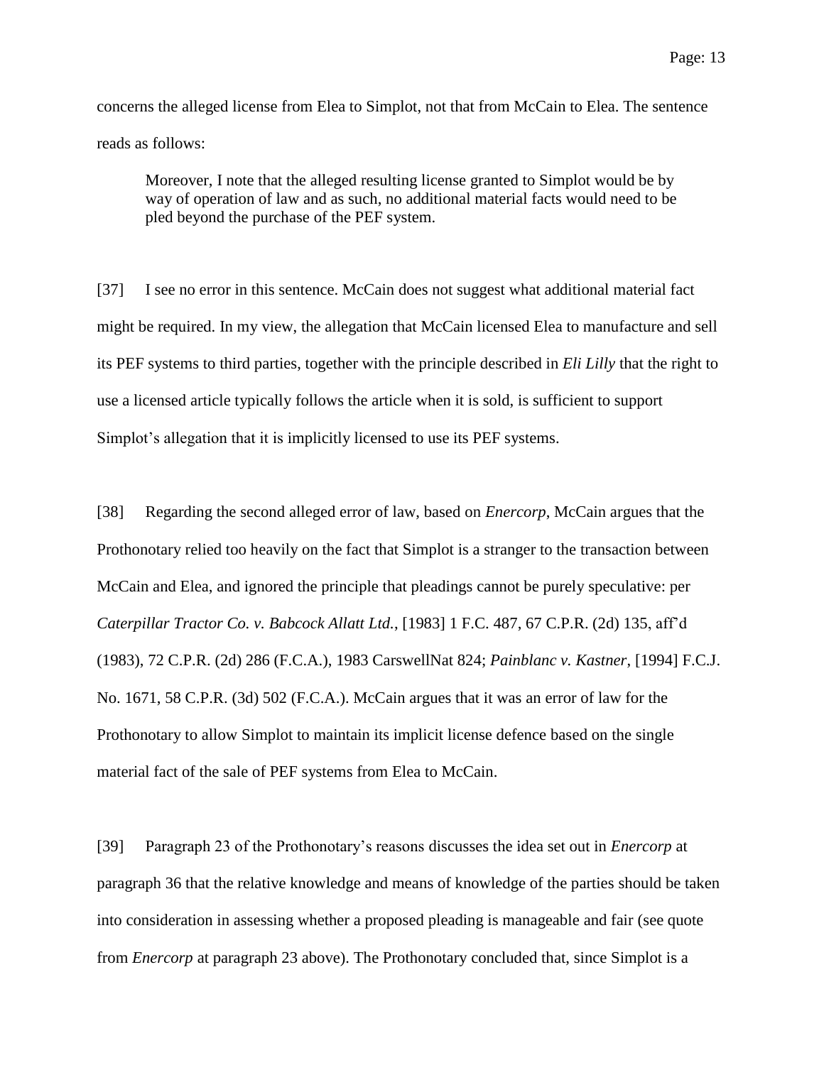concerns the alleged license from Elea to Simplot, not that from McCain to Elea. The sentence reads as follows:

> Moreover, I note that the alleged resulting license granted to Simplot would be by way of operation of law and as such, no additional material facts would need to be pled beyond the purchase of the PEF system.

[37] I see no error in this sentence. McCain does not suggest what additional material fact might be required. In my view, the allegation that McCain licensed Elea to manufacture and sell its PEF systems to third parties, together with the principle described in *Eli Lilly* that the right to use a licensed article typically follows the article when it is sold, is sufficient to support Simplot's allegation that it is implicitly licensed to use its PEF systems.

[38] Regarding the second alleged error of law, based on *Enercorp*, McCain argues that the Prothonotary relied too heavily on the fact that Simplot is a stranger to the transaction between McCain and Elea, and ignored the principle that pleadings cannot be purely speculative: per *Caterpillar Tractor Co. v. Babcock Allatt Ltd.*, [1983] 1 F.C. 487, 67 C.P.R. (2d) 135, aff'd (1983), 72 C.P.R. (2d) 286 (F.C.A.), 1983 CarswellNat 824; *Painblanc v. Kastner*, [1994] F.C.J. No. 1671, 58 C.P.R. (3d) 502 (F.C.A.). McCain argues that it was an error of law for the Prothonotary to allow Simplot to maintain its implicit license defence based on the single material fact of the sale of PEF systems from Elea to McCain.

[39] Paragraph 23 of the Prothonotary's reasons discusses the idea set out in *Enercorp* at paragraph 36 that the relative knowledge and means of knowledge of the parties should be taken into consideration in assessing whether a proposed pleading is manageable and fair (see quote from *Enercorp* at paragraph 23 above). The Prothonotary concluded that, since Simplot is a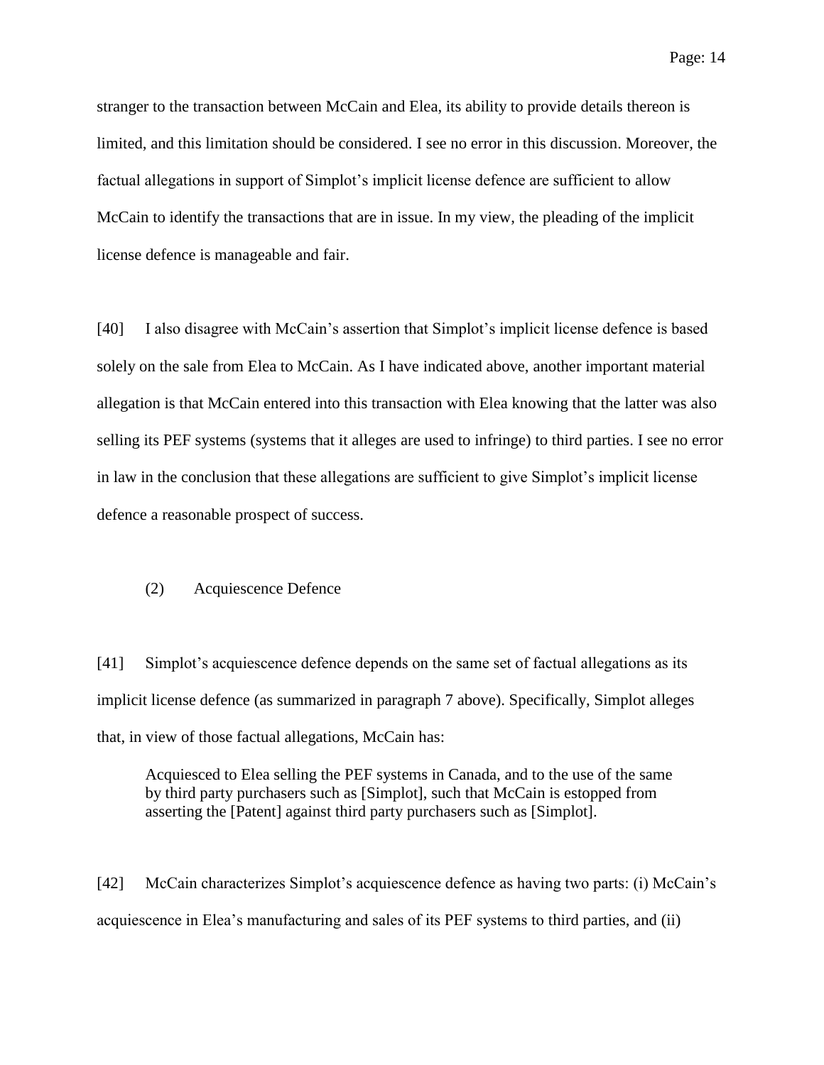stranger to the transaction between McCain and Elea, its ability to provide details thereon is limited, and this limitation should be considered. I see no error in this discussion. Moreover, the factual allegations in support of Simplot's implicit license defence are sufficient to allow McCain to identify the transactions that are in issue. In my view, the pleading of the implicit license defence is manageable and fair.

[40] I also disagree with McCain's assertion that Simplot's implicit license defence is based solely on the sale from Elea to McCain. As I have indicated above, another important material allegation is that McCain entered into this transaction with Elea knowing that the latter was also selling its PEF systems (systems that it alleges are used to infringe) to third parties. I see no error in law in the conclusion that these allegations are sufficient to give Simplot's implicit license defence a reasonable prospect of success.

### (2) Acquiescence Defence

[41] Simplot's acquiescence defence depends on the same set of factual allegations as its implicit license defence (as summarized in paragraph 7 above). Specifically, Simplot alleges that, in view of those factual allegations, McCain has:

> Acquiesced to Elea selling the PEF systems in Canada, and to the use of the same by third party purchasers such as [Simplot], such that McCain is estopped from asserting the [Patent] against third party purchasers such as [Simplot].

[42] McCain characterizes Simplot's acquiescence defence as having two parts: (i) McCain's acquiescence in Elea's manufacturing and sales of its PEF systems to third parties, and (ii)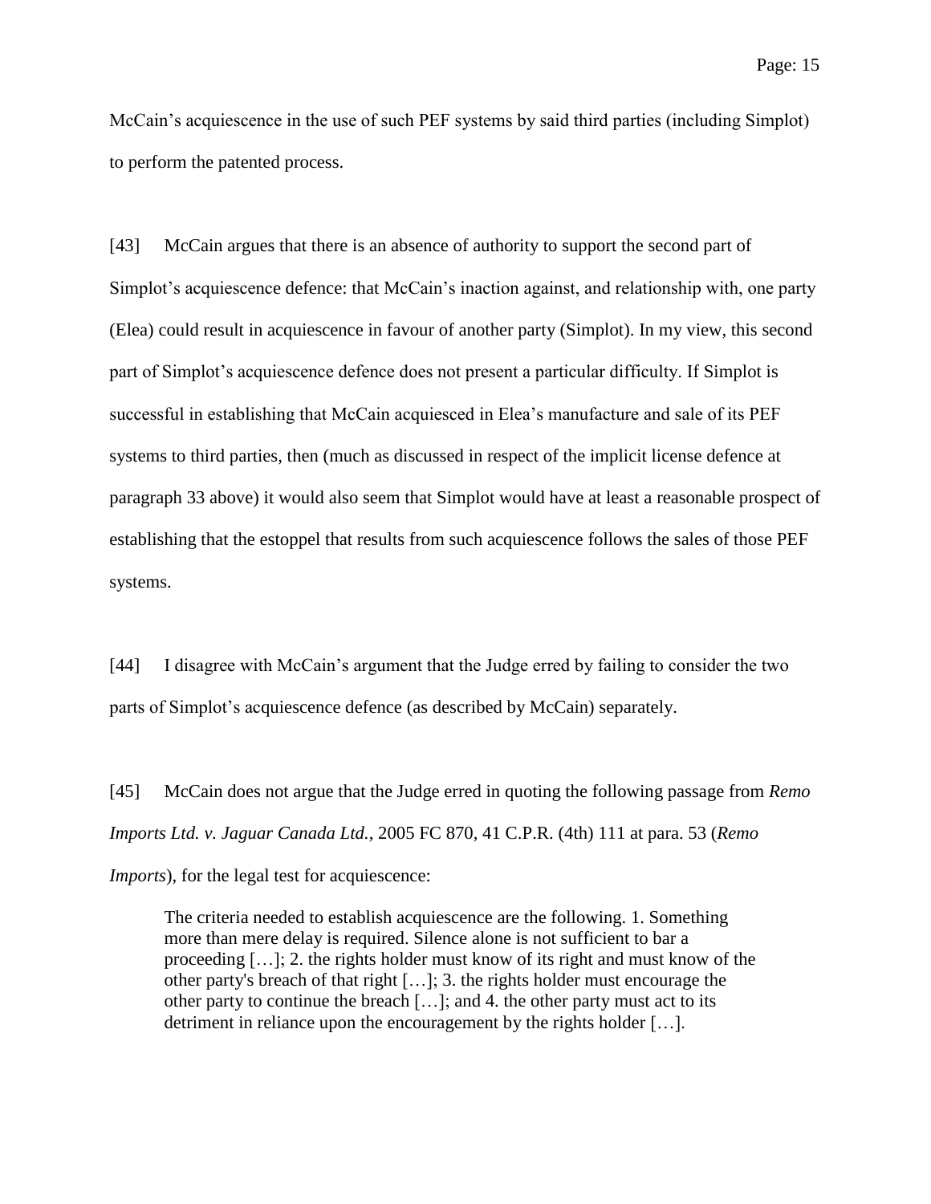McCain's acquiescence in the use of such PEF systems by said third parties (including Simplot) to perform the patented process.

[43] McCain argues that there is an absence of authority to support the second part of Simplot's acquiescence defence: that McCain's inaction against, and relationship with, one party (Elea) could result in acquiescence in favour of another party (Simplot). In my view, this second part of Simplot's acquiescence defence does not present a particular difficulty. If Simplot is successful in establishing that McCain acquiesced in Elea's manufacture and sale of its PEF systems to third parties, then (much as discussed in respect of the implicit license defence at paragraph 33 above) it would also seem that Simplot would have at least a reasonable prospect of establishing that the estoppel that results from such acquiescence follows the sales of those PEF systems.

[44] I disagree with McCain's argument that the Judge erred by failing to consider the two parts of Simplot's acquiescence defence (as described by McCain) separately.

[45] McCain does not argue that the Judge erred in quoting the following passage from *Remo Imports Ltd. v. Jaguar Canada Ltd.*, 2005 FC 870, 41 C.P.R. (4th) 111 at para. 53 (*Remo Imports*), for the legal test for acquiescence:

> The criteria needed to establish acquiescence are the following. 1. Something more than mere delay is required. Silence alone is not sufficient to bar a proceeding […]; 2. the rights holder must know of its right and must know of the other party's breach of that right […]; 3. the rights holder must encourage the other party to continue the breach […]; and 4. the other party must act to its detriment in reliance upon the encouragement by the rights holder […].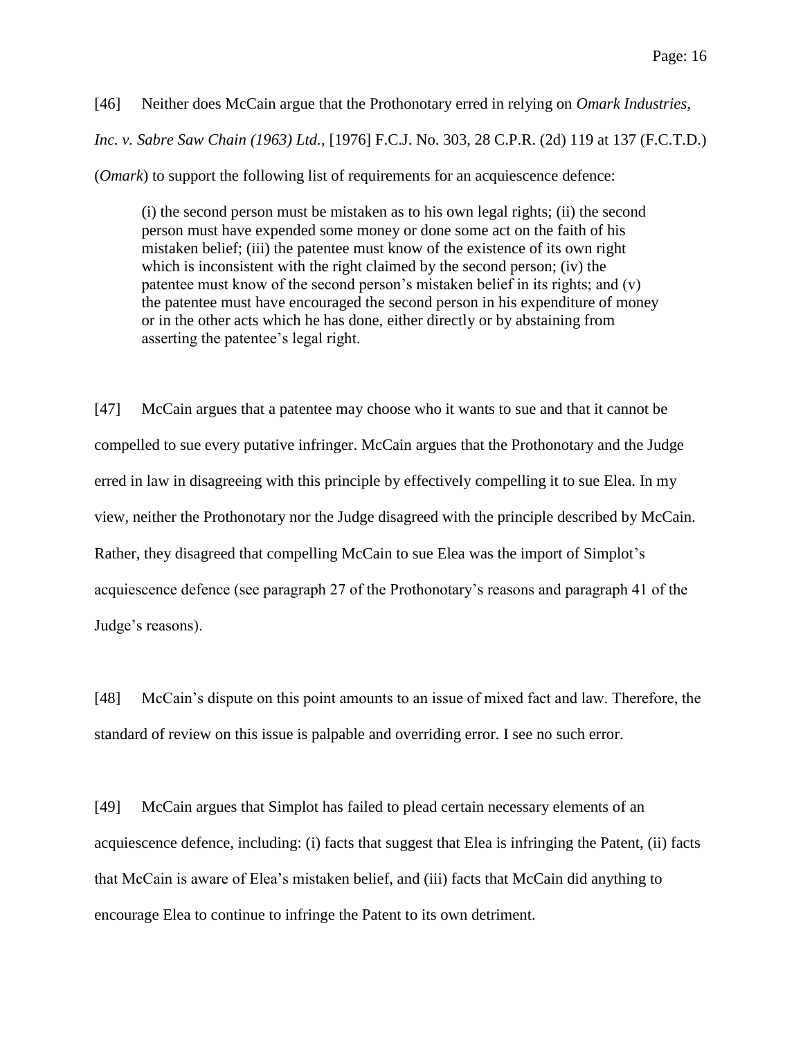[46] Neither does McCain argue that the Prothonotary erred in relying on *Omark Industries, Inc. v. Sabre Saw Chain (1963) Ltd.*, [1976] F.C.J. No. 303, 28 C.P.R. (2d) 119 at 137 (F.C.T.D.) (*Omark*) to support the following list of requirements for an acquiescence defence:

> (i) the second person must be mistaken as to his own legal rights; (ii) the second person must have expended some money or done some act on the faith of his mistaken belief; (iii) the patentee must know of the existence of its own right which is inconsistent with the right claimed by the second person; (iv) the patentee must know of the second person's mistaken belief in its rights; and (v) the patentee must have encouraged the second person in his expenditure of money or in the other acts which he has done, either directly or by abstaining from asserting the patentee's legal right.

[47] McCain argues that a patentee may choose who it wants to sue and that it cannot be compelled to sue every putative infringer. McCain argues that the Prothonotary and the Judge erred in law in disagreeing with this principle by effectively compelling it to sue Elea. In my view, neither the Prothonotary nor the Judge disagreed with the principle described by McCain. Rather, they disagreed that compelling McCain to sue Elea was the import of Simplot's acquiescence defence (see paragraph 27 of the Prothonotary's reasons and paragraph 41 of the Judge's reasons).

[48] McCain's dispute on this point amounts to an issue of mixed fact and law. Therefore, the standard of review on this issue is palpable and overriding error. I see no such error.

[49] McCain argues that Simplot has failed to plead certain necessary elements of an acquiescence defence, including: (i) facts that suggest that Elea is infringing the Patent, (ii) facts that McCain is aware of Elea's mistaken belief, and (iii) facts that McCain did anything to encourage Elea to continue to infringe the Patent to its own detriment.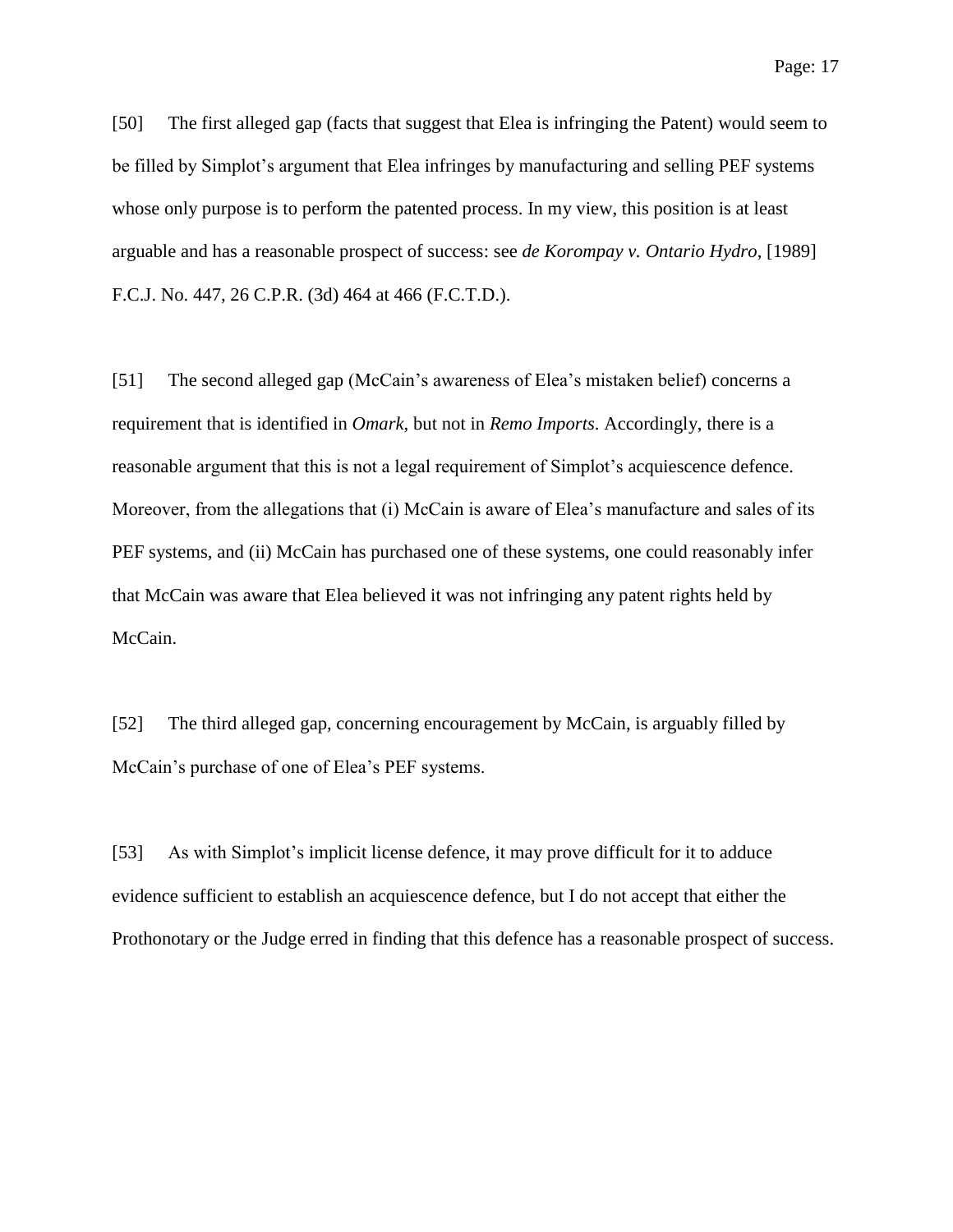[50] The first alleged gap (facts that suggest that Elea is infringing the Patent) would seem to be filled by Simplot's argument that Elea infringes by manufacturing and selling PEF systems whose only purpose is to perform the patented process. In my view, this position is at least arguable and has a reasonable prospect of success: see *de Korompay v. Ontario Hydro*, [1989] F.C.J. No. 447, 26 C.P.R. (3d) 464 at 466 (F.C.T.D.).

[51] The second alleged gap (McCain's awareness of Elea's mistaken belief) concerns a requirement that is identified in *Omark*, but not in *Remo Imports*. Accordingly, there is a reasonable argument that this is not a legal requirement of Simplot's acquiescence defence. Moreover, from the allegations that (i) McCain is aware of Elea's manufacture and sales of its PEF systems, and (ii) McCain has purchased one of these systems, one could reasonably infer that McCain was aware that Elea believed it was not infringing any patent rights held by McCain.

[52] The third alleged gap, concerning encouragement by McCain, is arguably filled by McCain's purchase of one of Elea's PEF systems.

[53] As with Simplot's implicit license defence, it may prove difficult for it to adduce evidence sufficient to establish an acquiescence defence, but I do not accept that either the Prothonotary or the Judge erred in finding that this defence has a reasonable prospect of success.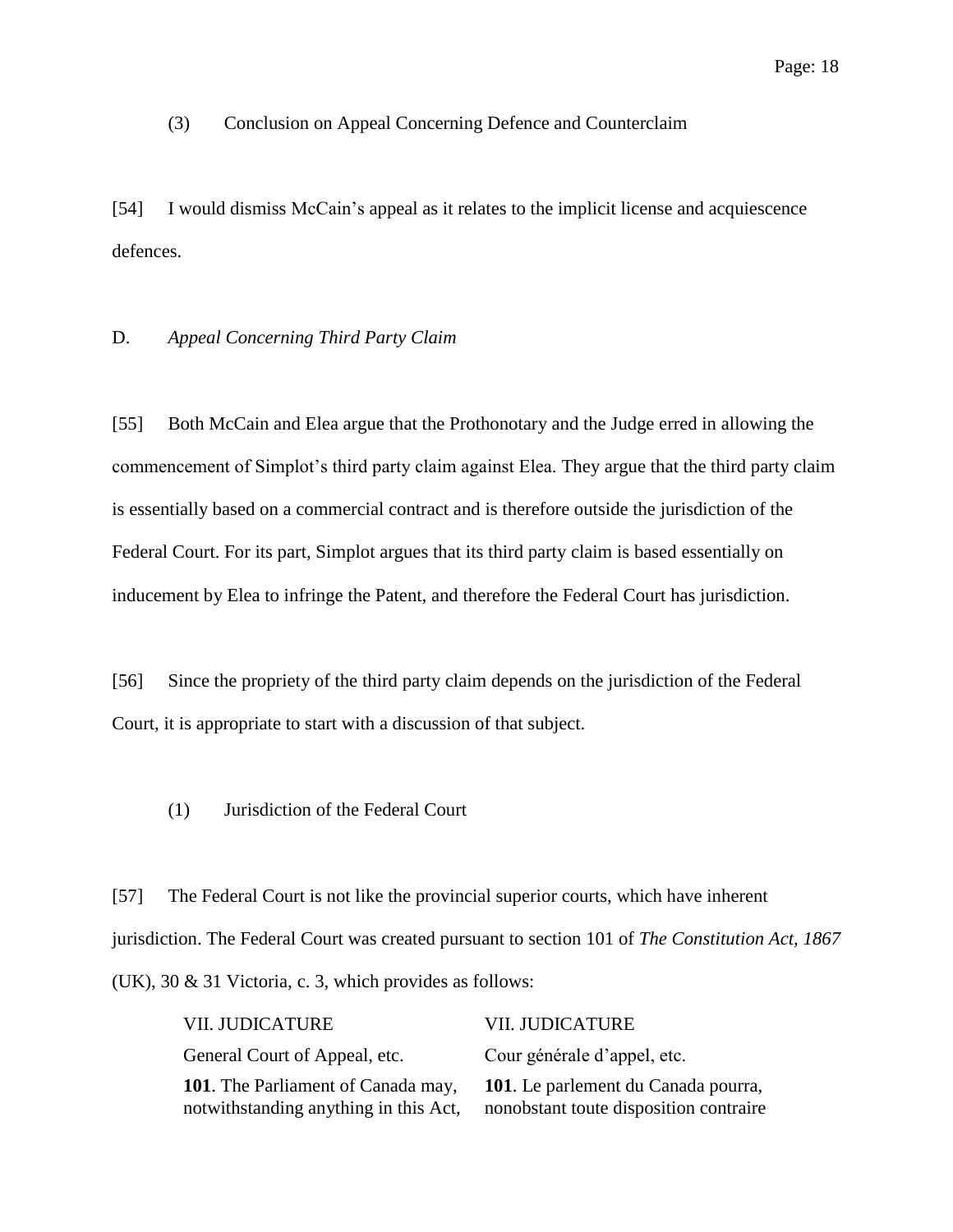(3) Conclusion on Appeal Concerning Defence and Counterclaim

[54] I would dismiss McCain's appeal as it relates to the implicit license and acquiescence defences.

D. *Appeal Concerning Third Party Claim*

[55] Both McCain and Elea argue that the Prothonotary and the Judge erred in allowing the commencement of Simplot's third party claim against Elea. They argue that the third party claim is essentially based on a commercial contract and is therefore outside the jurisdiction of the Federal Court. For its part, Simplot argues that its third party claim is based essentially on inducement by Elea to infringe the Patent, and therefore the Federal Court has jurisdiction.

[56] Since the propriety of the third party claim depends on the jurisdiction of the Federal Court, it is appropriate to start with a discussion of that subject.

(1) Jurisdiction of the Federal Court

[57] The Federal Court is not like the provincial superior courts, which have inherent jurisdiction. The Federal Court was created pursuant to section 101 of *The Constitution Act, 1867* (UK), 30 & 31 Victoria, c. 3, which provides as follows:

| | |
|---|---|
| VII. JUDICATURE | VII. JUDICATURE |
| General Court of Appeal, etc. | Cour générale d'appel, etc. |
| **101**. The Parliament of Canada may, notwithstanding anything in this Act, | **101**. Le parlement du Canada pourra, nonobstant toute disposition contraire |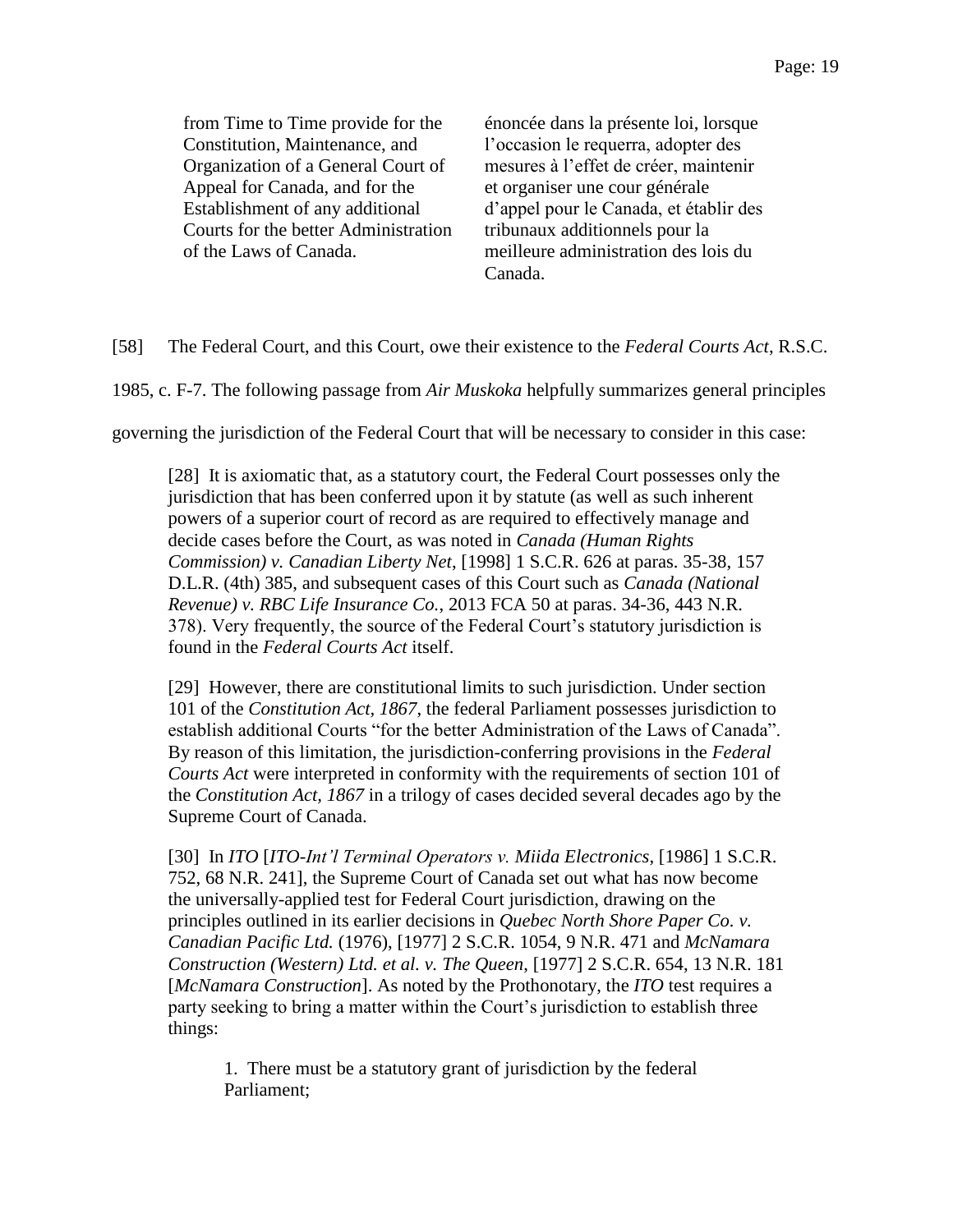| | |
|---|---|
| from Time to Time provide for the Constitution, Maintenance, and Organization of a General Court of Appeal for Canada, and for the Establishment of any additional Courts for the better Administration of the Laws of Canada. | énoncée dans la présente loi, lorsque l'occasion le requerra, adopter des mesures à l'effet de créer, maintenir et organiser une cour générale d'appel pour le Canada, et établir des tribunaux additionnels pour la meilleure administration des lois du Canada. |

[58] The Federal Court, and this Court, owe their existence to the *Federal Courts Act*, R.S.C. 1985, c. F-7. The following passage from *Air Muskoka* helpfully summarizes general principles governing the jurisdiction of the Federal Court that will be necessary to consider in this case:

> [28] It is axiomatic that, as a statutory court, the Federal Court possesses only the jurisdiction that has been conferred upon it by statute (as well as such inherent powers of a superior court of record as are required to effectively manage and decide cases before the Court, as was noted in *Canada (Human Rights Commission) v. Canadian Liberty Net*, [1998] 1 S.C.R. 626 at paras. 35-38, 157 D.L.R. (4th) 385, and subsequent cases of this Court such as *Canada (National Revenue) v. RBC Life Insurance Co.*, 2013 FCA 50 at paras. 34-36, 443 N.R. 378). Very frequently, the source of the Federal Court's statutory jurisdiction is found in the *Federal Courts Act* itself.
>
> [29] However, there are constitutional limits to such jurisdiction. Under section 101 of the *Constitution Act, 1867*, the federal Parliament possesses jurisdiction to establish additional Courts "for the better Administration of the Laws of Canada". By reason of this limitation, the jurisdiction-conferring provisions in the *Federal Courts Act* were interpreted in conformity with the requirements of section 101 of the *Constitution Act, 1867* in a trilogy of cases decided several decades ago by the Supreme Court of Canada.
>
> [30] In *ITO* [*ITO-Int'l Terminal Operators v. Miida Electronics*, [1986] 1 S.C.R. 752, 68 N.R. 241], the Supreme Court of Canada set out what has now become the universally-applied test for Federal Court jurisdiction, drawing on the principles outlined in its earlier decisions in *Quebec North Shore Paper Co. v. Canadian Pacific Ltd.* (1976), [1977] 2 S.C.R. 1054, 9 N.R. 471 and *McNamara Construction (Western) Ltd. et al. v. The Queen*, [1977] 2 S.C.R. 654, 13 N.R. 181 [*McNamara Construction*]. As noted by the Prothonotary, the *ITO* test requires a party seeking to bring a matter within the Court's jurisdiction to establish three things:
>
> > 1. There must be a statutory grant of jurisdiction by the federal Parliament;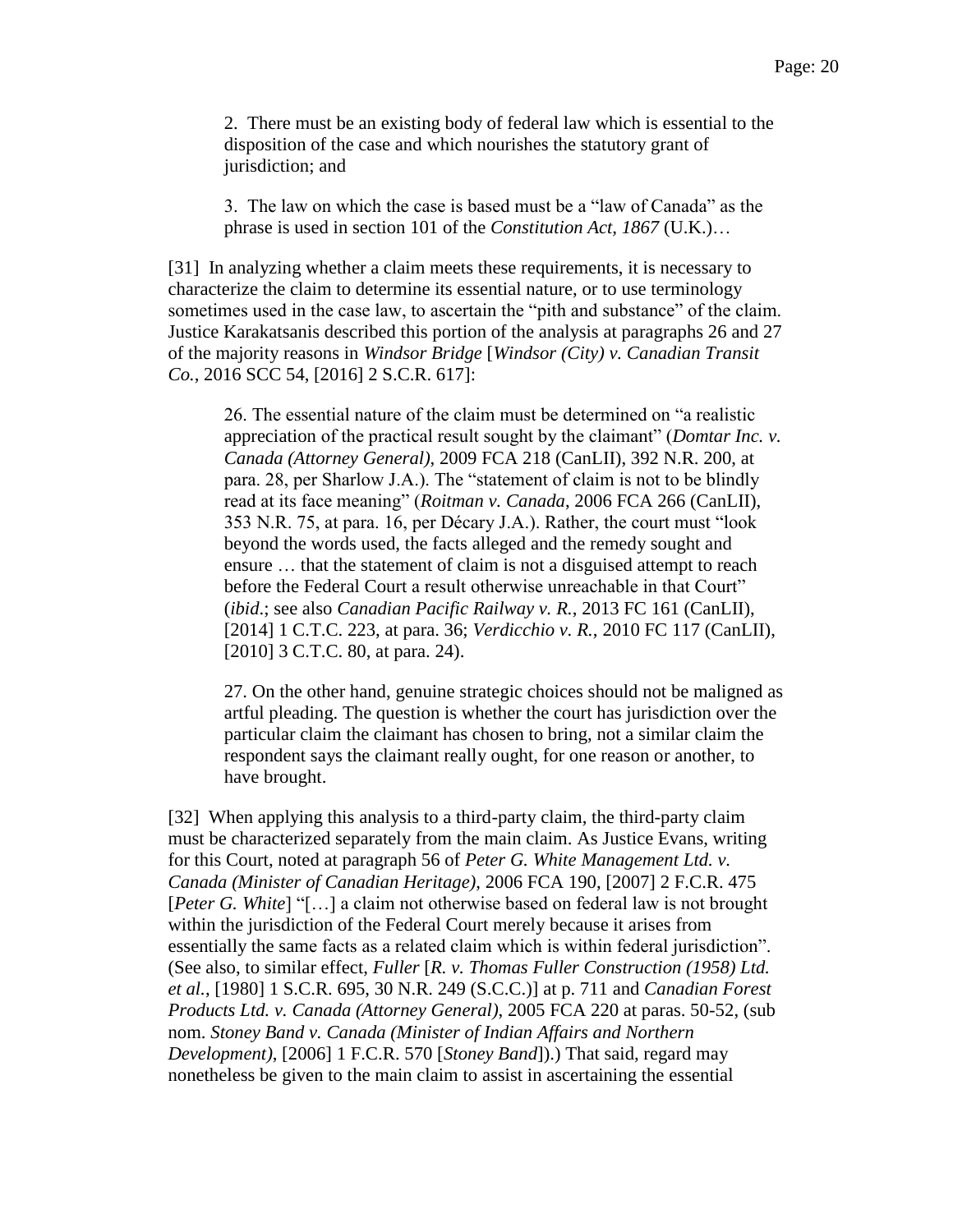> 2. There must be an existing body of federal law which is essential to the disposition of the case and which nourishes the statutory grant of jurisdiction; and
>
> 3. The law on which the case is based must be a "law of Canada" as the phrase is used in section 101 of the *Constitution Act, 1867* (U.K.)…

[31] In analyzing whether a claim meets these requirements, it is necessary to characterize the claim to determine its essential nature, or to use terminology sometimes used in the case law, to ascertain the "pith and substance" of the claim. Justice Karakatsanis described this portion of the analysis at paragraphs 26 and 27 of the majority reasons in *Windsor Bridge* [*Windsor (City) v. Canadian Transit Co.*, 2016 SCC 54, [2016] 2 S.C.R. 617]:

> 26. The essential nature of the claim must be determined on "a realistic appreciation of the practical result sought by the claimant" (*Domtar Inc. v. Canada (Attorney General)*, 2009 FCA 218 (CanLII), 392 N.R. 200, at para. 28, per Sharlow J.A.). The "statement of claim is not to be blindly read at its face meaning" (*Roitman v. Canada*, 2006 FCA 266 (CanLII), 353 N.R. 75, at para. 16, per Décary J.A.). Rather, the court must "look beyond the words used, the facts alleged and the remedy sought and ensure … that the statement of claim is not a disguised attempt to reach before the Federal Court a result otherwise unreachable in that Court" (*ibid*.; see also *Canadian Pacific Railway v. R.*, 2013 FC 161 (CanLII), [2014] 1 C.T.C. 223, at para. 36; *Verdicchio v. R.*, 2010 FC 117 (CanLII), [2010] 3 C.T.C. 80, at para. 24).
>
> 27. On the other hand, genuine strategic choices should not be maligned as artful pleading. The question is whether the court has jurisdiction over the particular claim the claimant has chosen to bring, not a similar claim the respondent says the claimant really ought, for one reason or another, to have brought.

[32] When applying this analysis to a third-party claim, the third-party claim must be characterized separately from the main claim. As Justice Evans, writing for this Court, noted at paragraph 56 of *Peter G. White Management Ltd. v. Canada (Minister of Canadian Heritage)*, 2006 FCA 190, [2007] 2 F.C.R. 475 [*Peter G. White*] "[…] a claim not otherwise based on federal law is not brought within the jurisdiction of the Federal Court merely because it arises from essentially the same facts as a related claim which is within federal jurisdiction". (See also, to similar effect, *Fuller* [*R. v. Thomas Fuller Construction (1958) Ltd. et al.*, [1980] 1 S.C.R. 695, 30 N.R. 249 (S.C.C.)] at p. 711 and *Canadian Forest Products Ltd. v. Canada (Attorney General)*, 2005 FCA 220 at paras. 50-52, (sub nom. *Stoney Band v. Canada (Minister of Indian Affairs and Northern Development)*, [2006] 1 F.C.R. 570 [*Stoney Band*]).) That said, regard may nonetheless be given to the main claim to assist in ascertaining the essential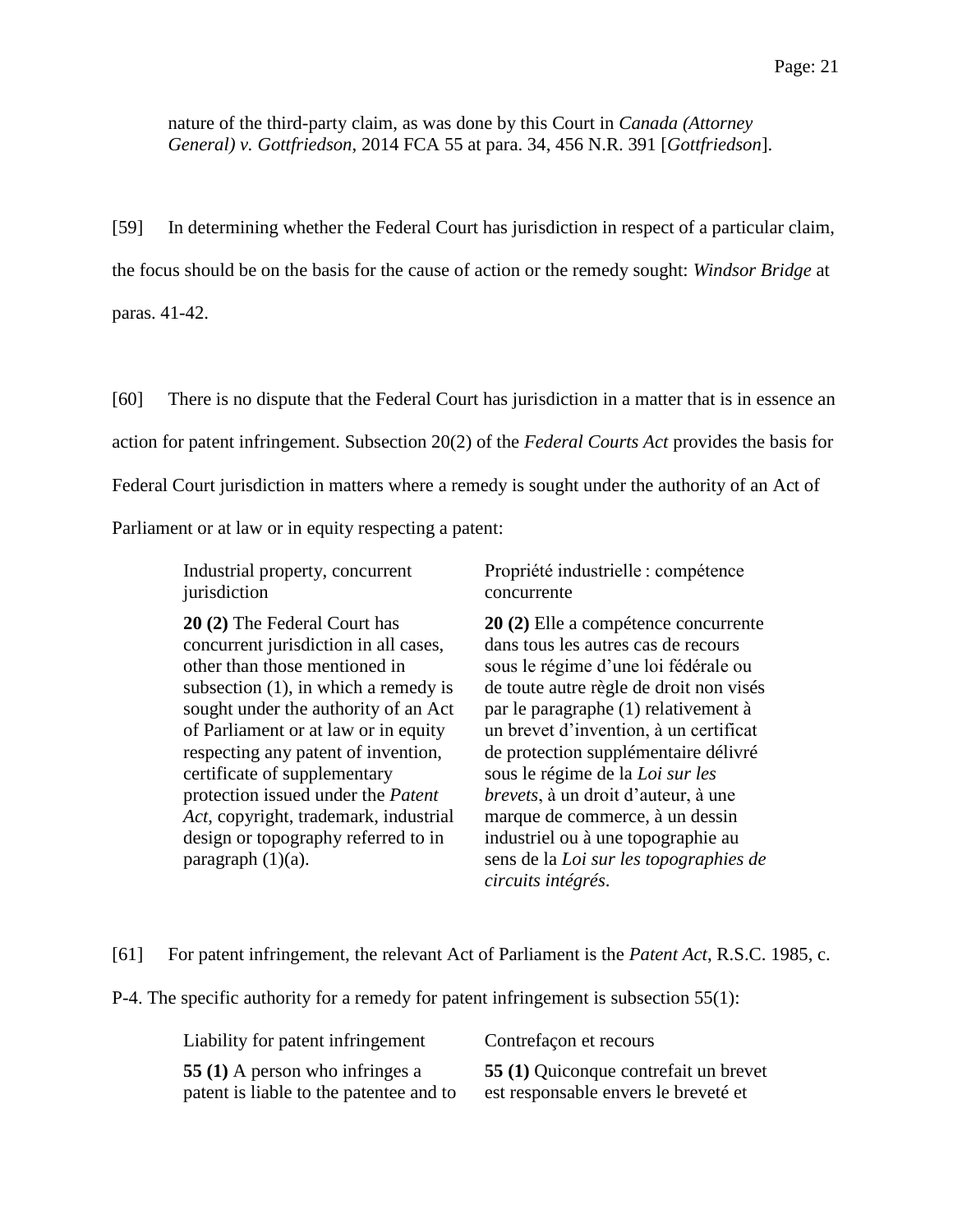nature of the third-party claim, as was done by this Court in *Canada (Attorney General) v. Gottfriedson*, 2014 FCA 55 at para. 34, 456 N.R. 391 [*Gottfriedson*].

[59] In determining whether the Federal Court has jurisdiction in respect of a particular claim, the focus should be on the basis for the cause of action or the remedy sought: *Windsor Bridge* at paras. 41-42.

[60] There is no dispute that the Federal Court has jurisdiction in a matter that is in essence an action for patent infringement. Subsection 20(2) of the *Federal Courts Act* provides the basis for Federal Court jurisdiction in matters where a remedy is sought under the authority of an Act of Parliament or at law or in equity respecting a patent:

| Industrial property, concurrent jurisdiction | Propriété industrielle : compétence concurrente |
|---|---|
| **20 (2)** The Federal Court has concurrent jurisdiction in all cases, other than those mentioned in subsection (1), in which a remedy is sought under the authority of an Act of Parliament or at law or in equity respecting any patent of invention, certificate of supplementary protection issued under the *Patent Act*, copyright, trademark, industrial design or topography referred to in paragraph (1)(a). | **20 (2)** Elle a compétence concurrente dans tous les autres cas de recours sous le régime d'une loi fédérale ou de toute autre règle de droit non visés par le paragraphe (1) relativement à un brevet d'invention, à un certificat de protection supplémentaire délivré sous le régime de la *Loi sur les brevets*, à un droit d'auteur, à une marque de commerce, à un dessin industriel ou à une topographie au sens de la *Loi sur les topographies de circuits intégrés*. |

[61] For patent infringement, the relevant Act of Parliament is the *Patent Act*, R.S.C. 1985, c. P-4. The specific authority for a remedy for patent infringement is subsection 55(1):

| Liability for patent infringement | Contrefaçon et recours |
|---|---|
| **55 (1)** A person who infringes a patent is liable to the patentee and to | **55 (1)** Quiconque contrefait un brevet est responsable envers le breveté et |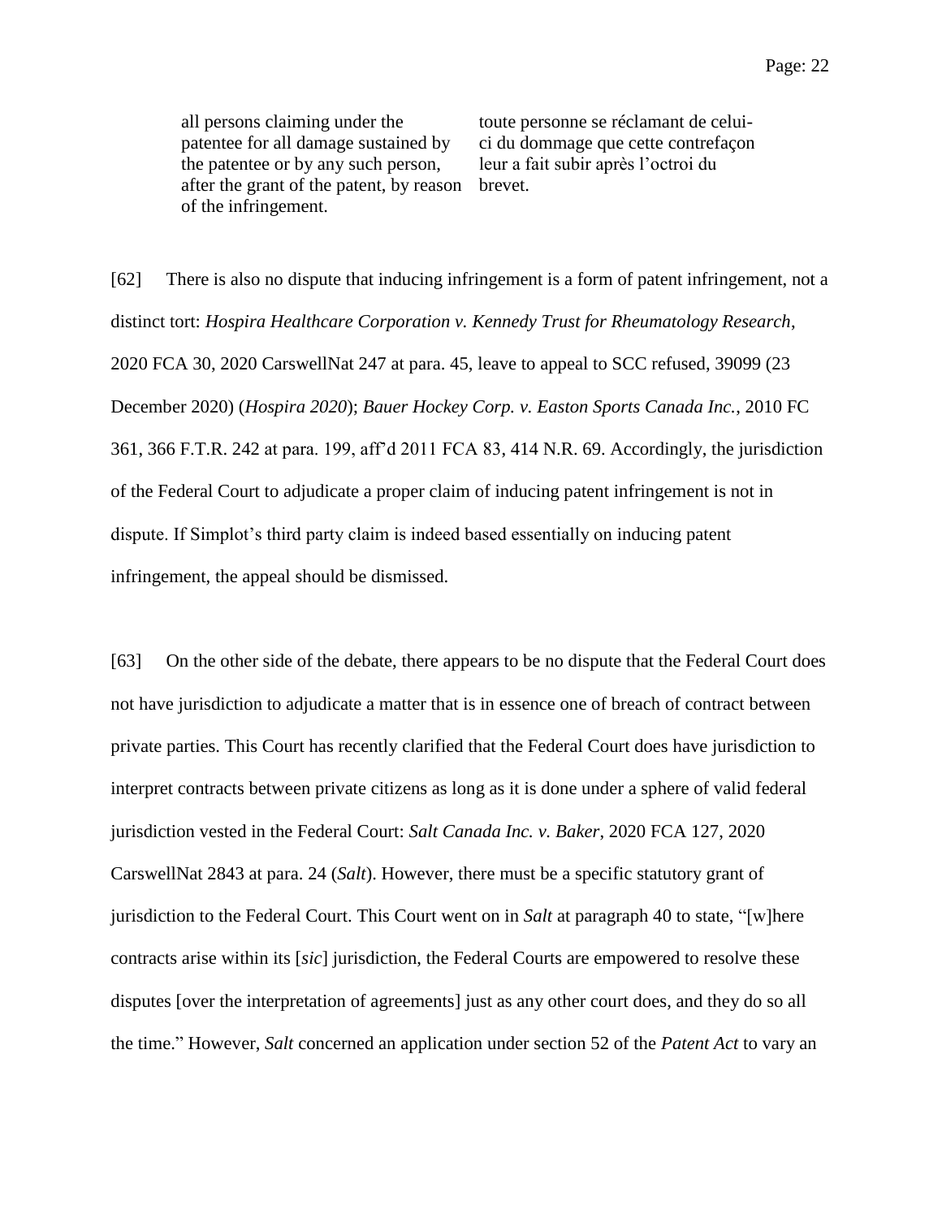| | |
|---|---|
| all persons claiming under the patentee for all damage sustained by the patentee or by any such person, after the grant of the patent, by reason of the infringement. | toute personne se réclamant de celui-ci du dommage que cette contrefaçon leur a fait subir après l'octroi du brevet. |

[62] There is also no dispute that inducing infringement is a form of patent infringement, not a distinct tort: *Hospira Healthcare Corporation v. Kennedy Trust for Rheumatology Research*, 2020 FCA 30, 2020 CarswellNat 247 at para. 45, leave to appeal to SCC refused, 39099 (23 December 2020) (*Hospira 2020*); *Bauer Hockey Corp. v. Easton Sports Canada Inc.*, 2010 FC 361, 366 F.T.R. 242 at para. 199, aff'd 2011 FCA 83, 414 N.R. 69. Accordingly, the jurisdiction of the Federal Court to adjudicate a proper claim of inducing patent infringement is not in dispute. If Simplot's third party claim is indeed based essentially on inducing patent infringement, the appeal should be dismissed.

[63] On the other side of the debate, there appears to be no dispute that the Federal Court does not have jurisdiction to adjudicate a matter that is in essence one of breach of contract between private parties. This Court has recently clarified that the Federal Court does have jurisdiction to interpret contracts between private citizens as long as it is done under a sphere of valid federal jurisdiction vested in the Federal Court: *Salt Canada Inc. v. Baker*, 2020 FCA 127, 2020 CarswellNat 2843 at para. 24 (*Salt*). However, there must be a specific statutory grant of jurisdiction to the Federal Court. This Court went on in *Salt* at paragraph 40 to state, "[w]here contracts arise within its [*sic*] jurisdiction, the Federal Courts are empowered to resolve these disputes [over the interpretation of agreements] just as any other court does, and they do so all the time." However, *Salt* concerned an application under section 52 of the *Patent Act* to vary an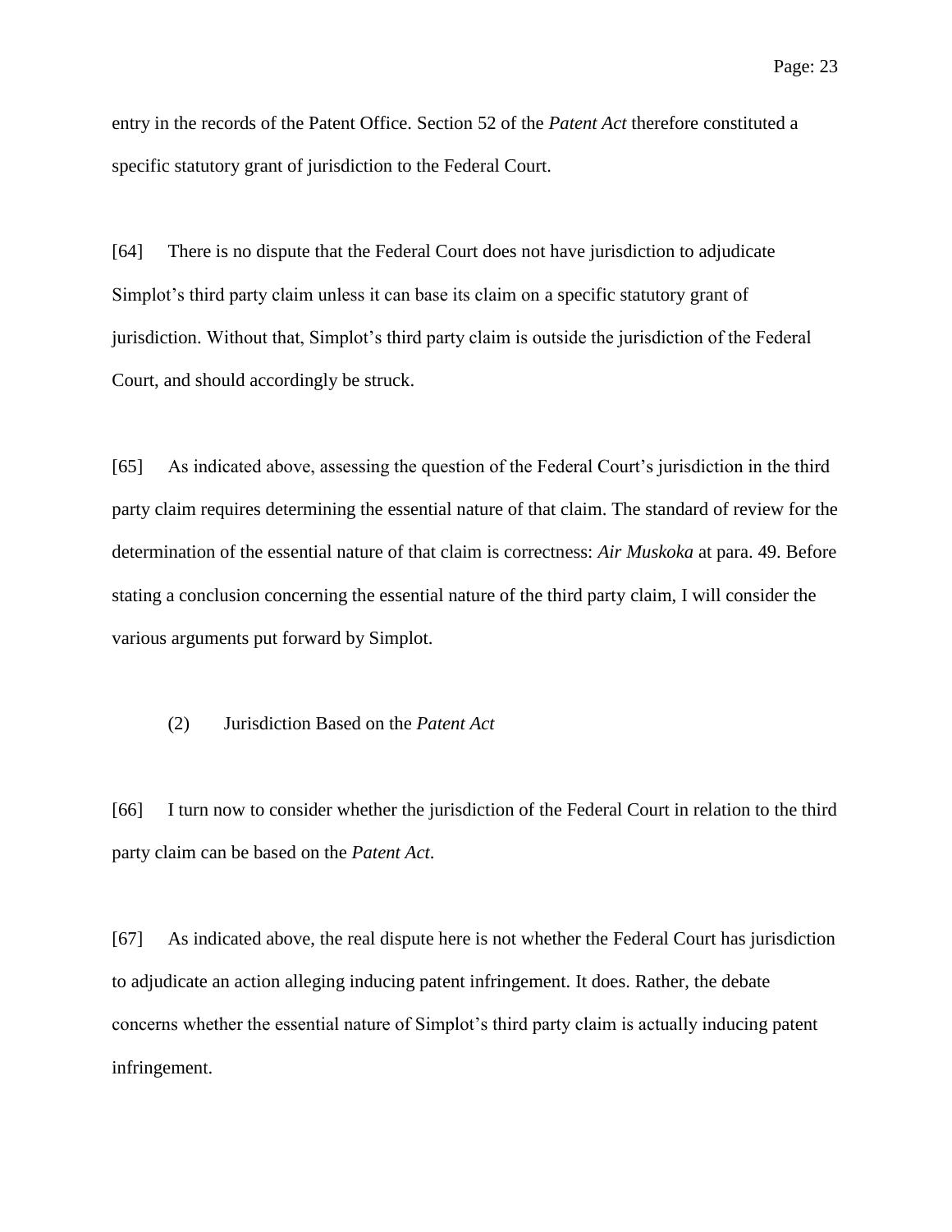entry in the records of the Patent Office. Section 52 of the *Patent Act* therefore constituted a specific statutory grant of jurisdiction to the Federal Court.

[64] There is no dispute that the Federal Court does not have jurisdiction to adjudicate Simplot's third party claim unless it can base its claim on a specific statutory grant of jurisdiction. Without that, Simplot's third party claim is outside the jurisdiction of the Federal Court, and should accordingly be struck.

[65] As indicated above, assessing the question of the Federal Court's jurisdiction in the third party claim requires determining the essential nature of that claim. The standard of review for the determination of the essential nature of that claim is correctness: *Air Muskoka* at para. 49. Before stating a conclusion concerning the essential nature of the third party claim, I will consider the various arguments put forward by Simplot.

(2) Jurisdiction Based on the *Patent Act*

[66] I turn now to consider whether the jurisdiction of the Federal Court in relation to the third party claim can be based on the *Patent Act*.

[67] As indicated above, the real dispute here is not whether the Federal Court has jurisdiction to adjudicate an action alleging inducing patent infringement. It does. Rather, the debate concerns whether the essential nature of Simplot's third party claim is actually inducing patent infringement.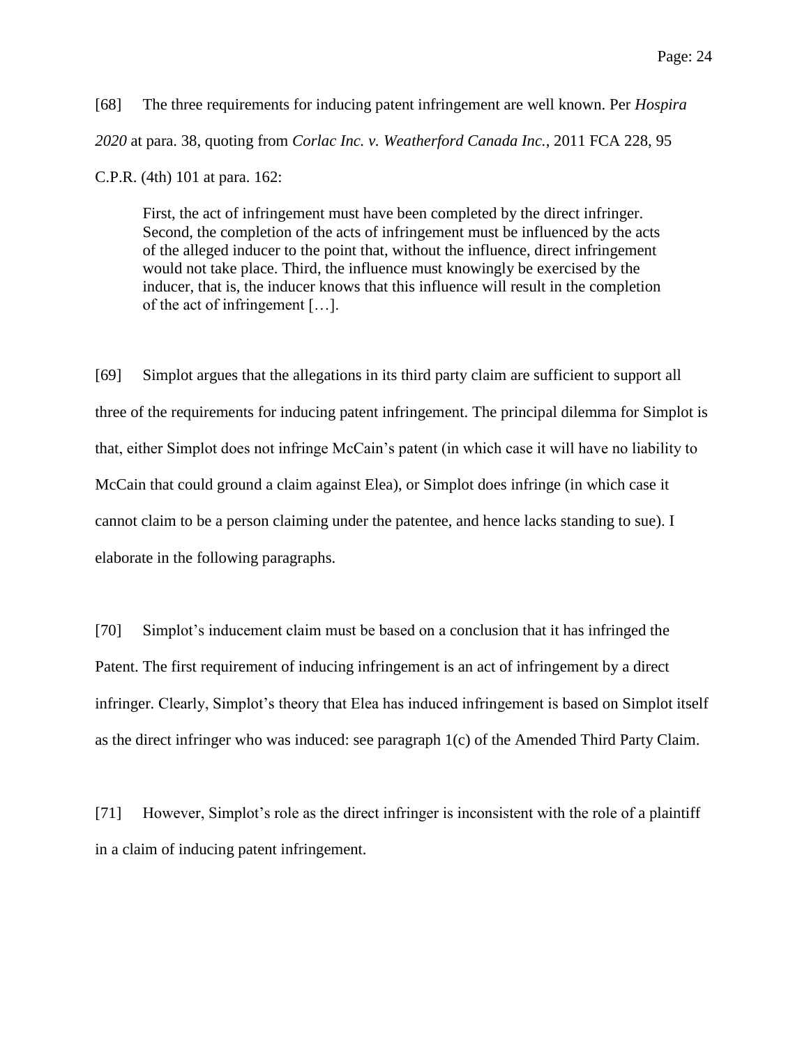[68] The three requirements for inducing patent infringement are well known. Per *Hospira 2020* at para. 38, quoting from *Corlac Inc. v. Weatherford Canada Inc.*, 2011 FCA 228, 95 C.P.R. (4th) 101 at para. 162:

> First, the act of infringement must have been completed by the direct infringer. Second, the completion of the acts of infringement must be influenced by the acts of the alleged inducer to the point that, without the influence, direct infringement would not take place. Third, the influence must knowingly be exercised by the inducer, that is, the inducer knows that this influence will result in the completion of the act of infringement […].

[69] Simplot argues that the allegations in its third party claim are sufficient to support all three of the requirements for inducing patent infringement. The principal dilemma for Simplot is that, either Simplot does not infringe McCain's patent (in which case it will have no liability to McCain that could ground a claim against Elea), or Simplot does infringe (in which case it cannot claim to be a person claiming under the patentee, and hence lacks standing to sue). I elaborate in the following paragraphs.

[70] Simplot's inducement claim must be based on a conclusion that it has infringed the Patent. The first requirement of inducing infringement is an act of infringement by a direct infringer. Clearly, Simplot's theory that Elea has induced infringement is based on Simplot itself as the direct infringer who was induced: see paragraph 1(c) of the Amended Third Party Claim.

[71] However, Simplot's role as the direct infringer is inconsistent with the role of a plaintiff in a claim of inducing patent infringement.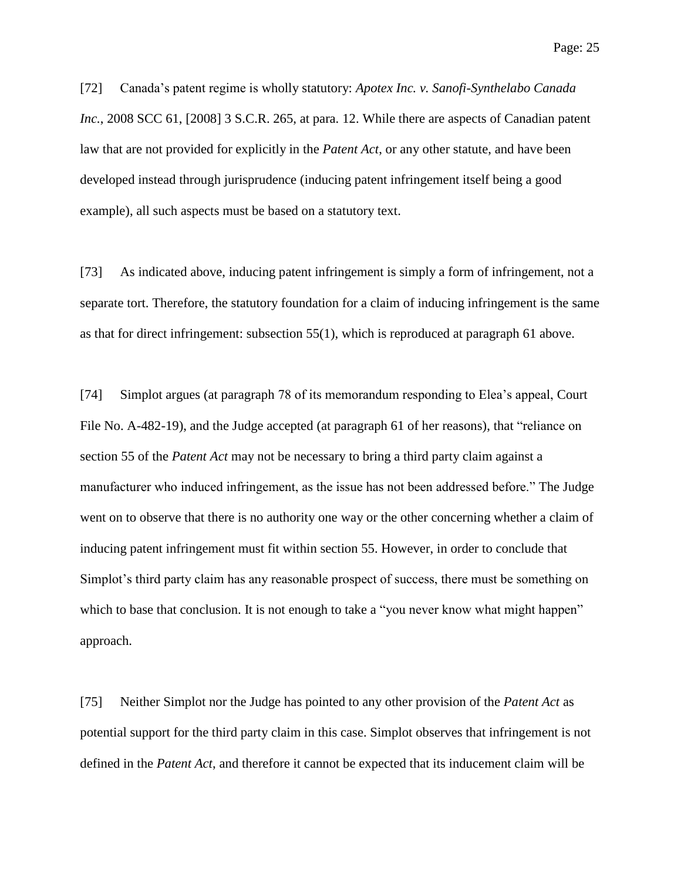[72] Canada’s patent regime is wholly statutory: *Apotex Inc. v. Sanofi-Synthelabo Canada Inc.*, 2008 SCC 61, [2008] 3 S.C.R. 265, at para. 12. While there are aspects of Canadian patent law that are not provided for explicitly in the *Patent Act*, or any other statute, and have been developed instead through jurisprudence (inducing patent infringement itself being a good example), all such aspects must be based on a statutory text.

[73] As indicated above, inducing patent infringement is simply a form of infringement, not a separate tort. Therefore, the statutory foundation for a claim of inducing infringement is the same as that for direct infringement: subsection 55(1), which is reproduced at paragraph 61 above.

[74] Simplot argues (at paragraph 78 of its memorandum responding to Elea’s appeal, Court File No. A-482-19), and the Judge accepted (at paragraph 61 of her reasons), that “reliance on section 55 of the *Patent Act* may not be necessary to bring a third party claim against a manufacturer who induced infringement, as the issue has not been addressed before.” The Judge went on to observe that there is no authority one way or the other concerning whether a claim of inducing patent infringement must fit within section 55. However, in order to conclude that Simplot’s third party claim has any reasonable prospect of success, there must be something on which to base that conclusion. It is not enough to take a “you never know what might happen” approach.

[75] Neither Simplot nor the Judge has pointed to any other provision of the *Patent Act* as potential support for the third party claim in this case. Simplot observes that infringement is not defined in the *Patent Act*, and therefore it cannot be expected that its inducement claim will be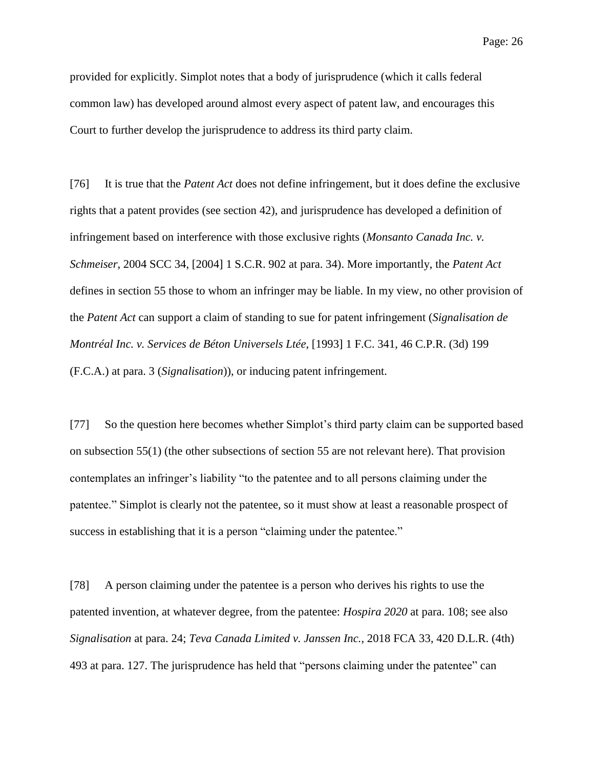provided for explicitly. Simplot notes that a body of jurisprudence (which it calls federal common law) has developed around almost every aspect of patent law, and encourages this Court to further develop the jurisprudence to address its third party claim.

[76] It is true that the *Patent Act* does not define infringement, but it does define the exclusive rights that a patent provides (see section 42), and jurisprudence has developed a definition of infringement based on interference with those exclusive rights (*Monsanto Canada Inc. v. Schmeiser*, 2004 SCC 34, [2004] 1 S.C.R. 902 at para. 34). More importantly, the *Patent Act* defines in section 55 those to whom an infringer may be liable. In my view, no other provision of the *Patent Act* can support a claim of standing to sue for patent infringement (*Signalisation de Montréal Inc. v. Services de Béton Universels Ltée*, [1993] 1 F.C. 341, 46 C.P.R. (3d) 199 (F.C.A.) at para. 3 (*Signalisation*)), or inducing patent infringement.

[77] So the question here becomes whether Simplot's third party claim can be supported based on subsection 55(1) (the other subsections of section 55 are not relevant here). That provision contemplates an infringer's liability "to the patentee and to all persons claiming under the patentee." Simplot is clearly not the patentee, so it must show at least a reasonable prospect of success in establishing that it is a person "claiming under the patentee."

[78] A person claiming under the patentee is a person who derives his rights to use the patented invention, at whatever degree, from the patentee: *Hospira 2020* at para. 108; see also *Signalisation* at para. 24; *Teva Canada Limited v. Janssen Inc.*, 2018 FCA 33, 420 D.L.R. (4th) 493 at para. 127. The jurisprudence has held that "persons claiming under the patentee" can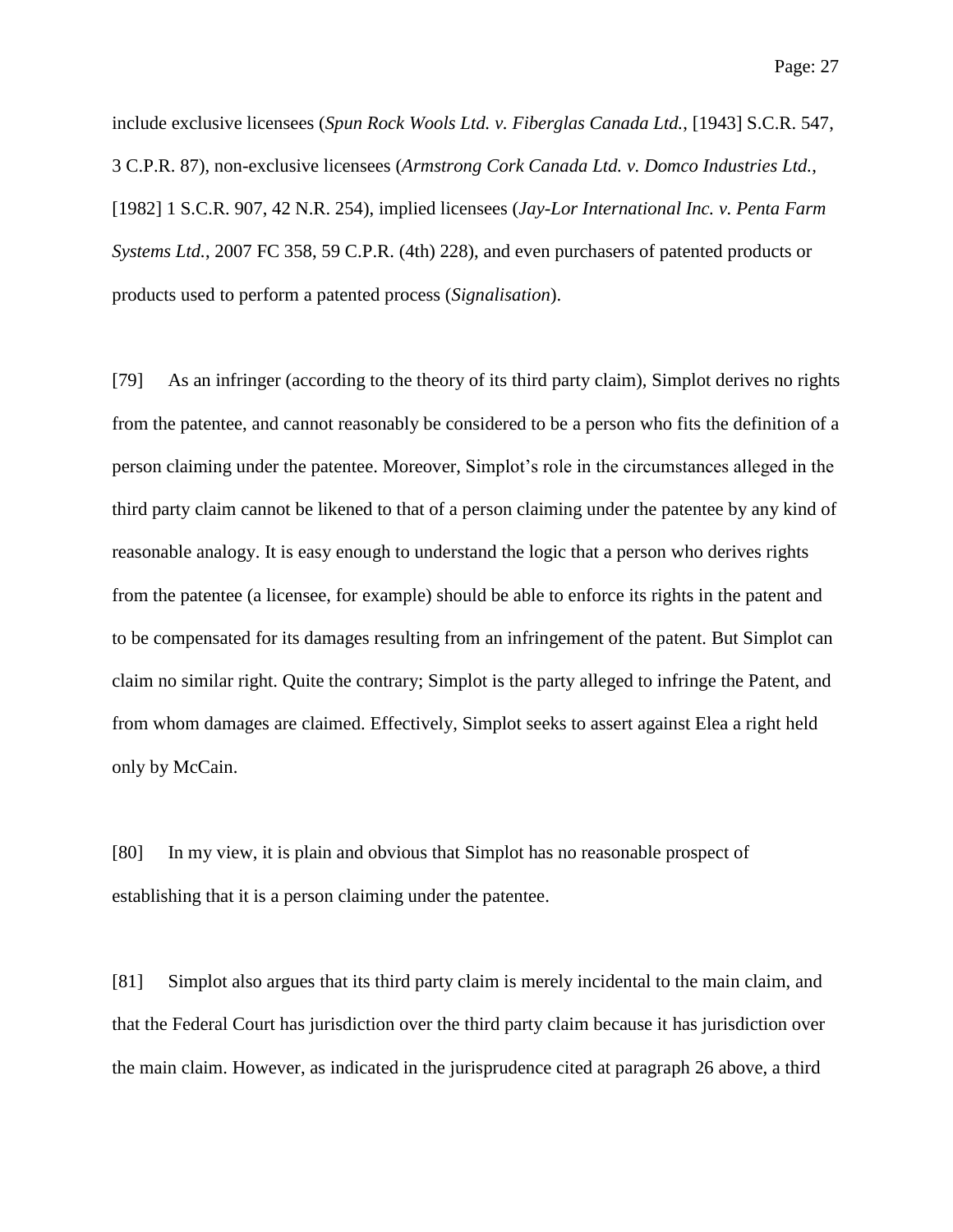include exclusive licensees (*Spun Rock Wools Ltd. v. Fiberglas Canada Ltd.*, [1943] S.C.R. 547, 3 C.P.R. 87), non-exclusive licensees (*Armstrong Cork Canada Ltd. v. Domco Industries Ltd.*, [1982] 1 S.C.R. 907, 42 N.R. 254), implied licensees (*Jay-Lor International Inc. v. Penta Farm Systems Ltd.*, 2007 FC 358, 59 C.P.R. (4th) 228), and even purchasers of patented products or products used to perform a patented process (*Signalisation*).

[79] As an infringer (according to the theory of its third party claim), Simplot derives no rights from the patentee, and cannot reasonably be considered to be a person who fits the definition of a person claiming under the patentee. Moreover, Simplot's role in the circumstances alleged in the third party claim cannot be likened to that of a person claiming under the patentee by any kind of reasonable analogy. It is easy enough to understand the logic that a person who derives rights from the patentee (a licensee, for example) should be able to enforce its rights in the patent and to be compensated for its damages resulting from an infringement of the patent. But Simplot can claim no similar right. Quite the contrary; Simplot is the party alleged to infringe the Patent, and from whom damages are claimed. Effectively, Simplot seeks to assert against Elea a right held only by McCain.

[80] In my view, it is plain and obvious that Simplot has no reasonable prospect of establishing that it is a person claiming under the patentee.

[81] Simplot also argues that its third party claim is merely incidental to the main claim, and that the Federal Court has jurisdiction over the third party claim because it has jurisdiction over the main claim. However, as indicated in the jurisprudence cited at paragraph 26 above, a third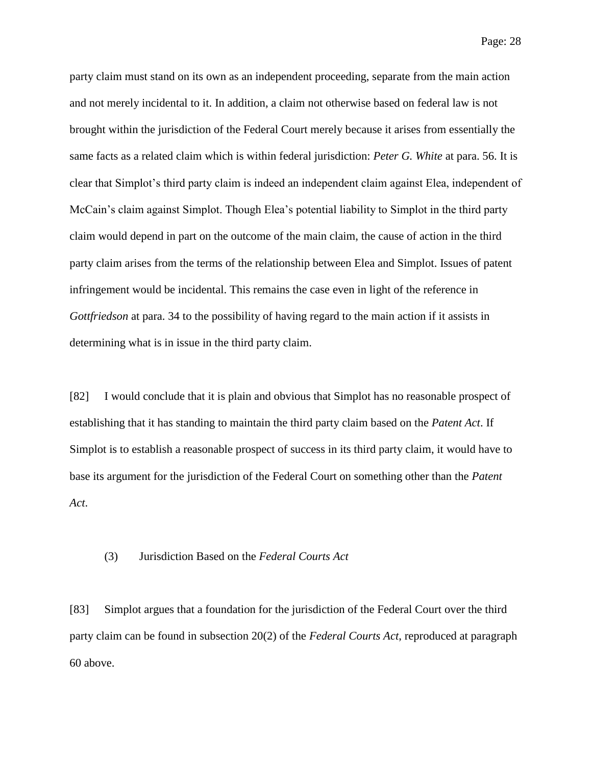party claim must stand on its own as an independent proceeding, separate from the main action and not merely incidental to it. In addition, a claim not otherwise based on federal law is not brought within the jurisdiction of the Federal Court merely because it arises from essentially the same facts as a related claim which is within federal jurisdiction: *Peter G. White* at para. 56. It is clear that Simplot's third party claim is indeed an independent claim against Elea, independent of McCain's claim against Simplot. Though Elea's potential liability to Simplot in the third party claim would depend in part on the outcome of the main claim, the cause of action in the third party claim arises from the terms of the relationship between Elea and Simplot. Issues of patent infringement would be incidental. This remains the case even in light of the reference in *Gottfriedson* at para. 34 to the possibility of having regard to the main action if it assists in determining what is in issue in the third party claim.

[82] I would conclude that it is plain and obvious that Simplot has no reasonable prospect of establishing that it has standing to maintain the third party claim based on the *Patent Act*. If Simplot is to establish a reasonable prospect of success in its third party claim, it would have to base its argument for the jurisdiction of the Federal Court on something other than the *Patent Act*.

### (3) Jurisdiction Based on the *Federal Courts Act*

[83] Simplot argues that a foundation for the jurisdiction of the Federal Court over the third party claim can be found in subsection 20(2) of the *Federal Courts Act*, reproduced at paragraph 60 above.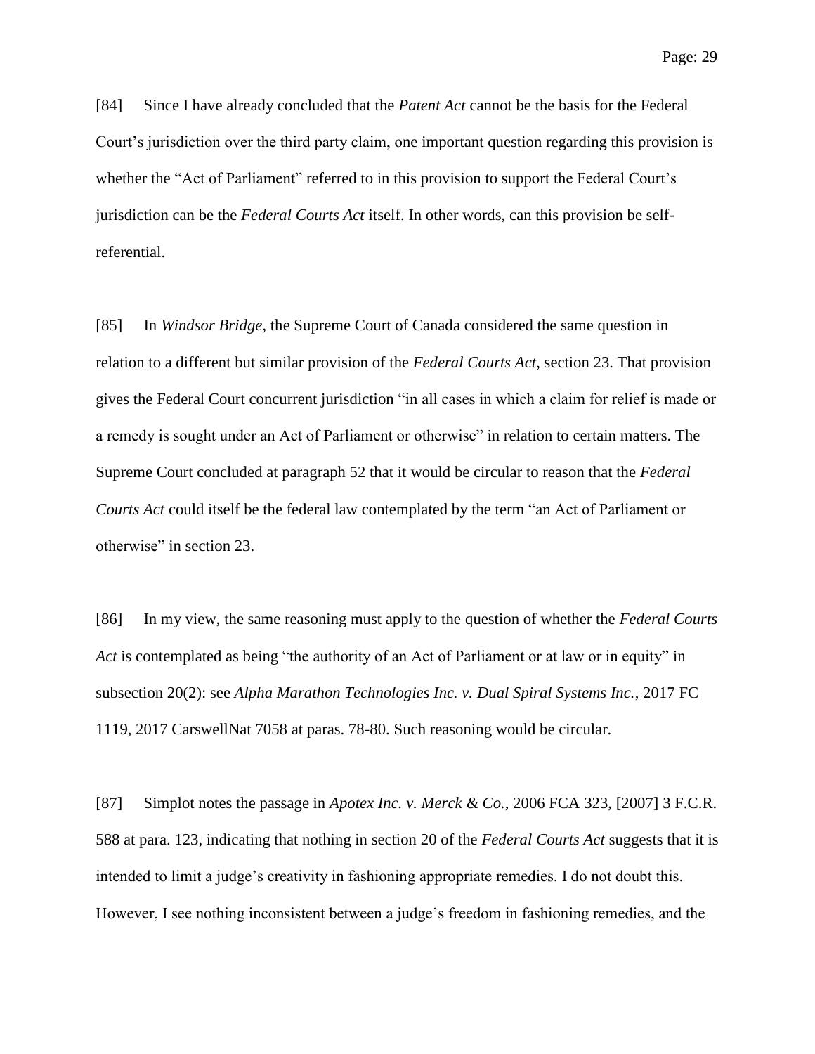[84] Since I have already concluded that the *Patent Act* cannot be the basis for the Federal Court's jurisdiction over the third party claim, one important question regarding this provision is whether the "Act of Parliament" referred to in this provision to support the Federal Court's jurisdiction can be the *Federal Courts Act* itself. In other words, can this provision be self-referential.

[85] In *Windsor Bridge*, the Supreme Court of Canada considered the same question in relation to a different but similar provision of the *Federal Courts Act*, section 23. That provision gives the Federal Court concurrent jurisdiction "in all cases in which a claim for relief is made or a remedy is sought under an Act of Parliament or otherwise" in relation to certain matters. The Supreme Court concluded at paragraph 52 that it would be circular to reason that the *Federal Courts Act* could itself be the federal law contemplated by the term "an Act of Parliament or otherwise" in section 23.

[86] In my view, the same reasoning must apply to the question of whether the *Federal Courts Act* is contemplated as being "the authority of an Act of Parliament or at law or in equity" in subsection 20(2): see *Alpha Marathon Technologies Inc. v. Dual Spiral Systems Inc.*, 2017 FC 1119, 2017 CarswellNat 7058 at paras. 78-80. Such reasoning would be circular.

[87] Simplot notes the passage in *Apotex Inc. v. Merck & Co.*, 2006 FCA 323, [2007] 3 F.C.R. 588 at para. 123, indicating that nothing in section 20 of the *Federal Courts Act* suggests that it is intended to limit a judge's creativity in fashioning appropriate remedies. I do not doubt this. However, I see nothing inconsistent between a judge's freedom in fashioning remedies, and the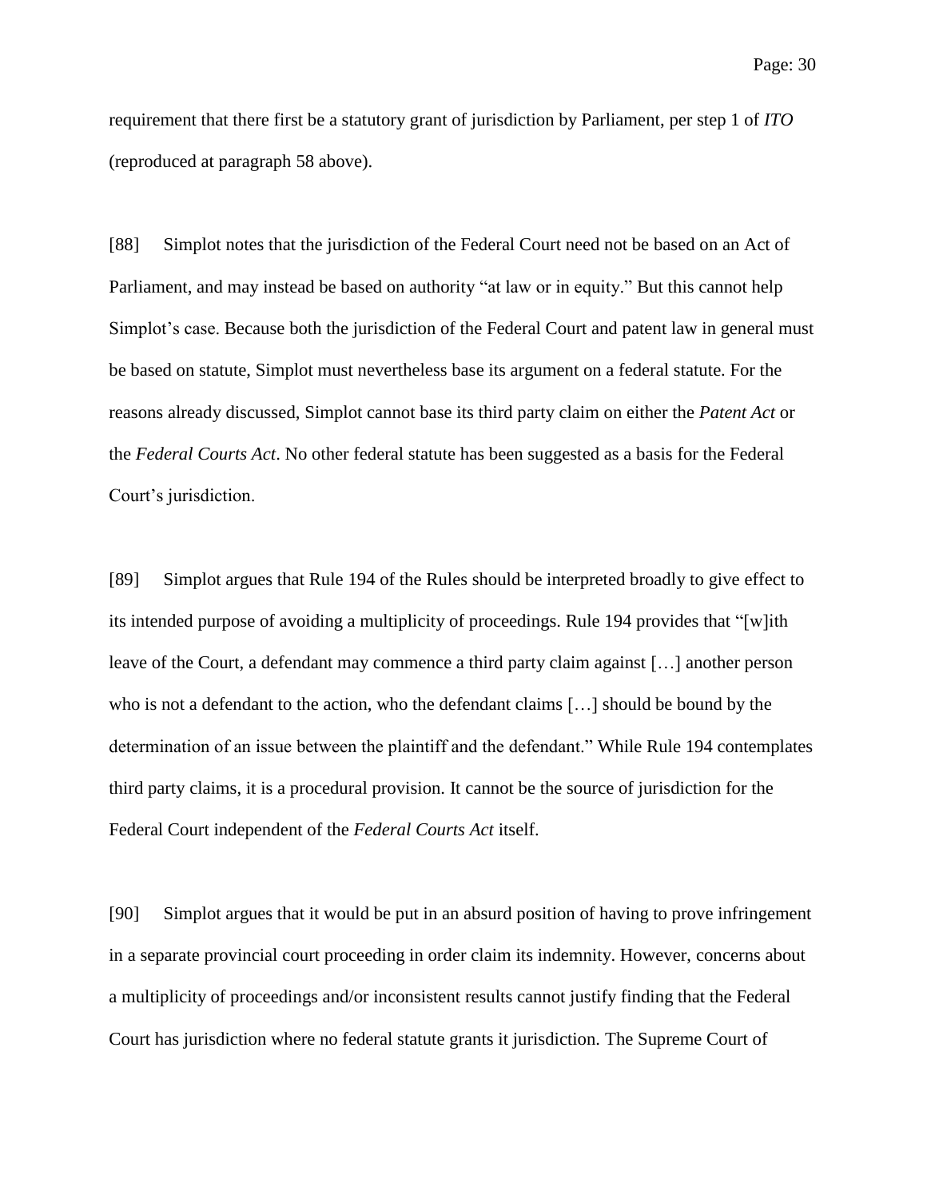requirement that there first be a statutory grant of jurisdiction by Parliament, per step 1 of *ITO* (reproduced at paragraph 58 above).

[88] Simplot notes that the jurisdiction of the Federal Court need not be based on an Act of Parliament, and may instead be based on authority "at law or in equity." But this cannot help Simplot's case. Because both the jurisdiction of the Federal Court and patent law in general must be based on statute, Simplot must nevertheless base its argument on a federal statute. For the reasons already discussed, Simplot cannot base its third party claim on either the *Patent Act* or the *Federal Courts Act*. No other federal statute has been suggested as a basis for the Federal Court's jurisdiction.

[89] Simplot argues that Rule 194 of the Rules should be interpreted broadly to give effect to its intended purpose of avoiding a multiplicity of proceedings. Rule 194 provides that "[w]ith leave of the Court, a defendant may commence a third party claim against […] another person who is not a defendant to the action, who the defendant claims […] should be bound by the determination of an issue between the plaintiff and the defendant." While Rule 194 contemplates third party claims, it is a procedural provision. It cannot be the source of jurisdiction for the Federal Court independent of the *Federal Courts Act* itself.

[90] Simplot argues that it would be put in an absurd position of having to prove infringement in a separate provincial court proceeding in order claim its indemnity. However, concerns about a multiplicity of proceedings and/or inconsistent results cannot justify finding that the Federal Court has jurisdiction where no federal statute grants it jurisdiction. The Supreme Court of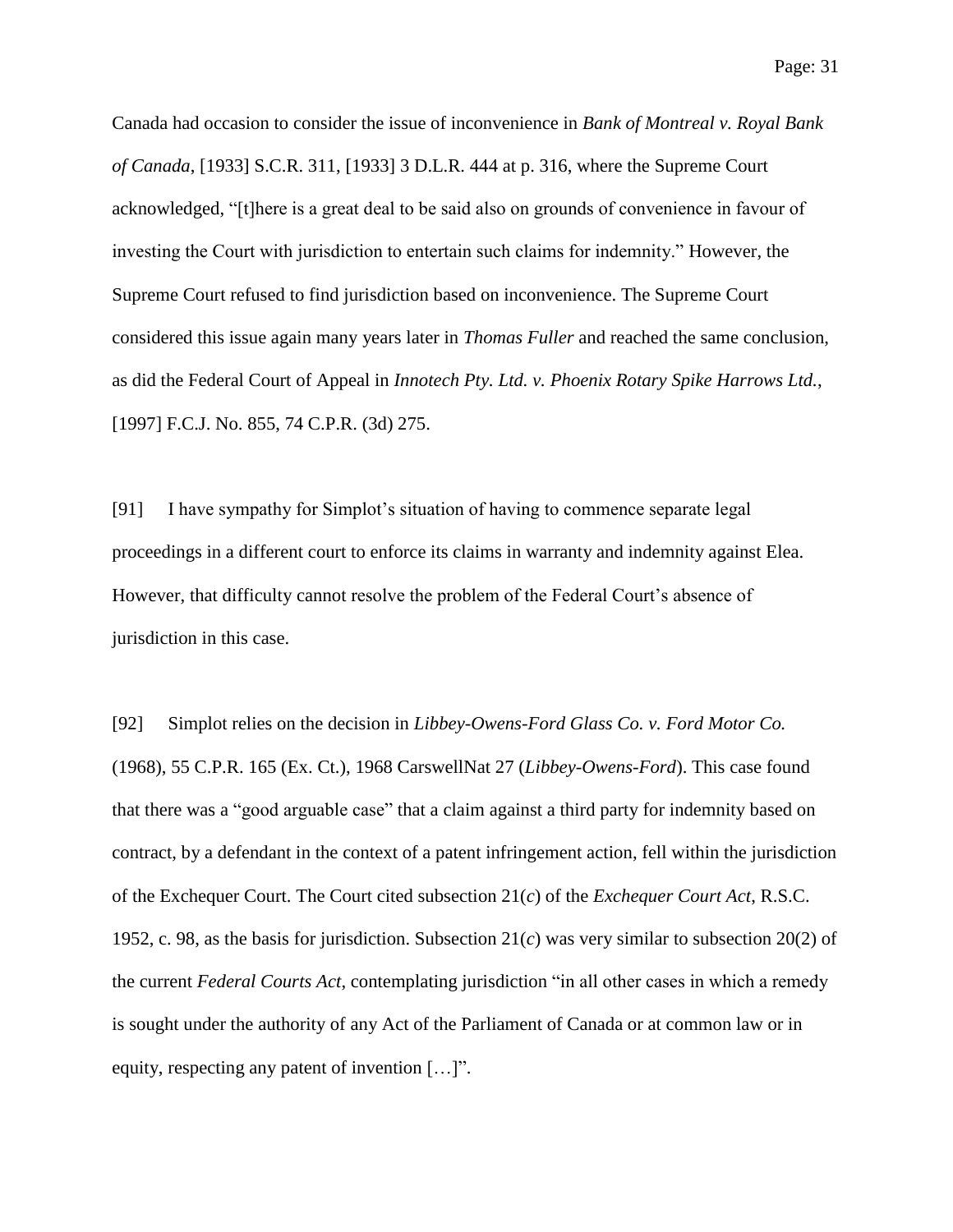Canada had occasion to consider the issue of inconvenience in *Bank of Montreal v. Royal Bank of Canada*, [1933] S.C.R. 311, [1933] 3 D.L.R. 444 at p. 316, where the Supreme Court acknowledged, "[t]here is a great deal to be said also on grounds of convenience in favour of investing the Court with jurisdiction to entertain such claims for indemnity." However, the Supreme Court refused to find jurisdiction based on inconvenience. The Supreme Court considered this issue again many years later in *Thomas Fuller* and reached the same conclusion, as did the Federal Court of Appeal in *Innotech Pty. Ltd. v. Phoenix Rotary Spike Harrows Ltd.*, [1997] F.C.J. No. 855, 74 C.P.R. (3d) 275.

[91] I have sympathy for Simplot's situation of having to commence separate legal proceedings in a different court to enforce its claims in warranty and indemnity against Elea. However, that difficulty cannot resolve the problem of the Federal Court's absence of jurisdiction in this case.

[92] Simplot relies on the decision in *Libbey-Owens-Ford Glass Co. v. Ford Motor Co.* (1968), 55 C.P.R. 165 (Ex. Ct.), 1968 CarswellNat 27 (*Libbey-Owens-Ford*). This case found that there was a "good arguable case" that a claim against a third party for indemnity based on contract, by a defendant in the context of a patent infringement action, fell within the jurisdiction of the Exchequer Court. The Court cited subsection 21(*c*) of the *Exchequer Court Act*, R.S.C. 1952, c. 98, as the basis for jurisdiction. Subsection 21(*c*) was very similar to subsection 20(2) of the current *Federal Courts Act*, contemplating jurisdiction "in all other cases in which a remedy is sought under the authority of any Act of the Parliament of Canada or at common law or in equity, respecting any patent of invention […]".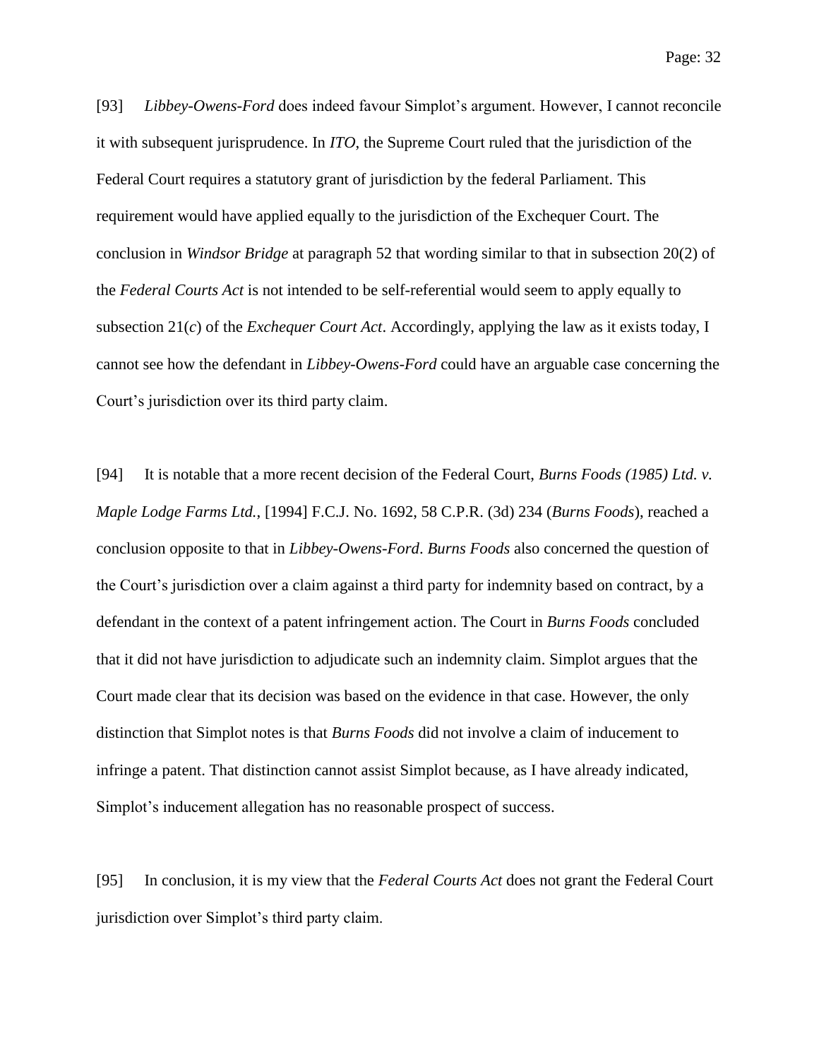[93] *Libbey-Owens-Ford* does indeed favour Simplot's argument. However, I cannot reconcile it with subsequent jurisprudence. In *ITO*, the Supreme Court ruled that the jurisdiction of the Federal Court requires a statutory grant of jurisdiction by the federal Parliament. This requirement would have applied equally to the jurisdiction of the Exchequer Court. The conclusion in *Windsor Bridge* at paragraph 52 that wording similar to that in subsection 20(2) of the *Federal Courts Act* is not intended to be self-referential would seem to apply equally to subsection 21(*c*) of the *Exchequer Court Act*. Accordingly, applying the law as it exists today, I cannot see how the defendant in *Libbey-Owens-Ford* could have an arguable case concerning the Court's jurisdiction over its third party claim.

[94] It is notable that a more recent decision of the Federal Court, *Burns Foods (1985) Ltd. v. Maple Lodge Farms Ltd.*, [1994] F.C.J. No. 1692, 58 C.P.R. (3d) 234 (*Burns Foods*), reached a conclusion opposite to that in *Libbey-Owens-Ford*. *Burns Foods* also concerned the question of the Court's jurisdiction over a claim against a third party for indemnity based on contract, by a defendant in the context of a patent infringement action. The Court in *Burns Foods* concluded that it did not have jurisdiction to adjudicate such an indemnity claim. Simplot argues that the Court made clear that its decision was based on the evidence in that case. However, the only distinction that Simplot notes is that *Burns Foods* did not involve a claim of inducement to infringe a patent. That distinction cannot assist Simplot because, as I have already indicated, Simplot's inducement allegation has no reasonable prospect of success.

[95] In conclusion, it is my view that the *Federal Courts Act* does not grant the Federal Court jurisdiction over Simplot's third party claim.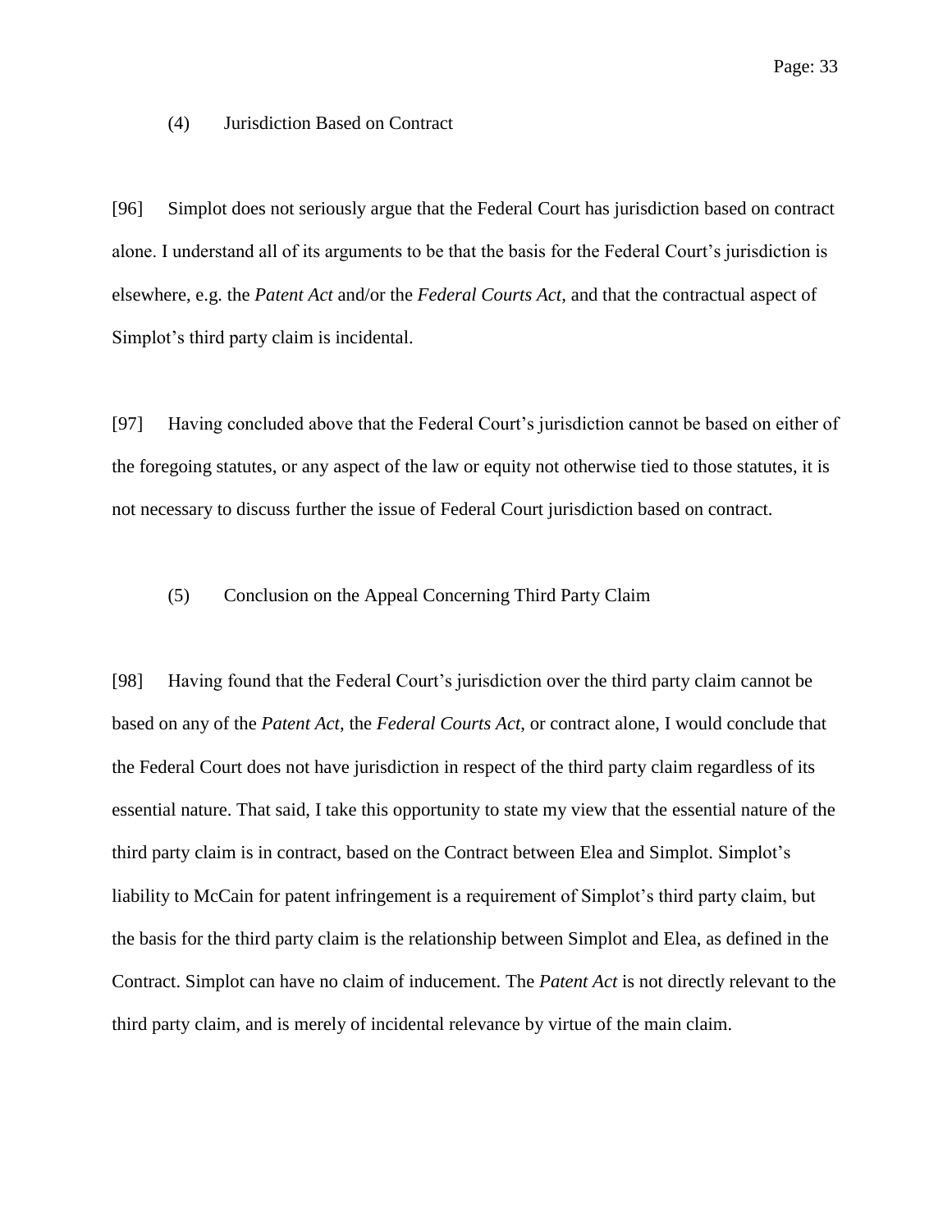### (4) Jurisdiction Based on Contract

[96] Simplot does not seriously argue that the Federal Court has jurisdiction based on contract alone. I understand all of its arguments to be that the basis for the Federal Court's jurisdiction is elsewhere, e.g. the *Patent Act* and/or the *Federal Courts Act*, and that the contractual aspect of Simplot's third party claim is incidental.

[97] Having concluded above that the Federal Court's jurisdiction cannot be based on either of the foregoing statutes, or any aspect of the law or equity not otherwise tied to those statutes, it is not necessary to discuss further the issue of Federal Court jurisdiction based on contract.

### (5) Conclusion on the Appeal Concerning Third Party Claim

[98] Having found that the Federal Court's jurisdiction over the third party claim cannot be based on any of the *Patent Act*, the *Federal Courts Act*, or contract alone, I would conclude that the Federal Court does not have jurisdiction in respect of the third party claim regardless of its essential nature. That said, I take this opportunity to state my view that the essential nature of the third party claim is in contract, based on the Contract between Elea and Simplot. Simplot's liability to McCain for patent infringement is a requirement of Simplot's third party claim, but the basis for the third party claim is the relationship between Simplot and Elea, as defined in the Contract. Simplot can have no claim of inducement. The *Patent Act* is not directly relevant to the third party claim, and is merely of incidental relevance by virtue of the main claim.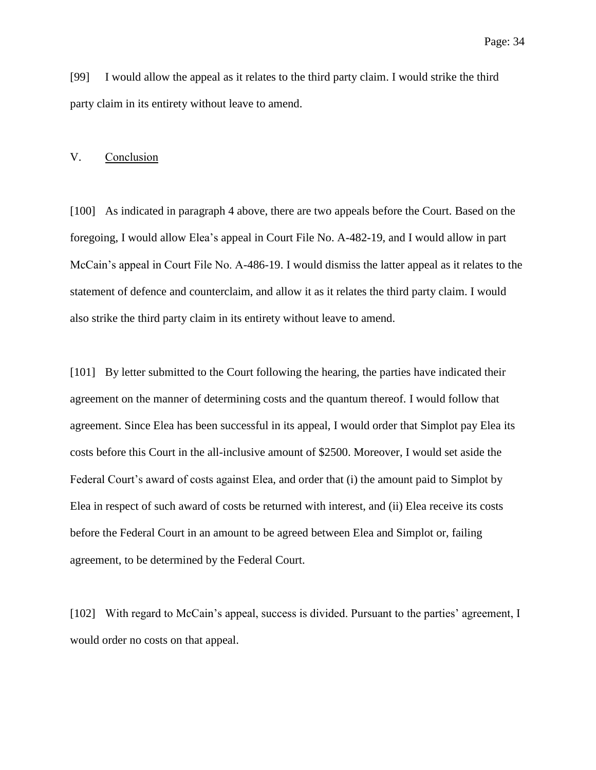[99] I would allow the appeal as it relates to the third party claim. I would strike the third party claim in its entirety without leave to amend.

## V. Conclusion

[100] As indicated in paragraph 4 above, there are two appeals before the Court. Based on the foregoing, I would allow Elea's appeal in Court File No. A-482-19, and I would allow in part McCain's appeal in Court File No. A-486-19. I would dismiss the latter appeal as it relates to the statement of defence and counterclaim, and allow it as it relates the third party claim. I would also strike the third party claim in its entirety without leave to amend.

[101] By letter submitted to the Court following the hearing, the parties have indicated their agreement on the manner of determining costs and the quantum thereof. I would follow that agreement. Since Elea has been successful in its appeal, I would order that Simplot pay Elea its costs before this Court in the all-inclusive amount of $2500. Moreover, I would set aside the Federal Court's award of costs against Elea, and order that (i) the amount paid to Simplot by Elea in respect of such award of costs be returned with interest, and (ii) Elea receive its costs before the Federal Court in an amount to be agreed between Elea and Simplot or, failing agreement, to be determined by the Federal Court.

[102] With regard to McCain's appeal, success is divided. Pursuant to the parties' agreement, I would order no costs on that appeal.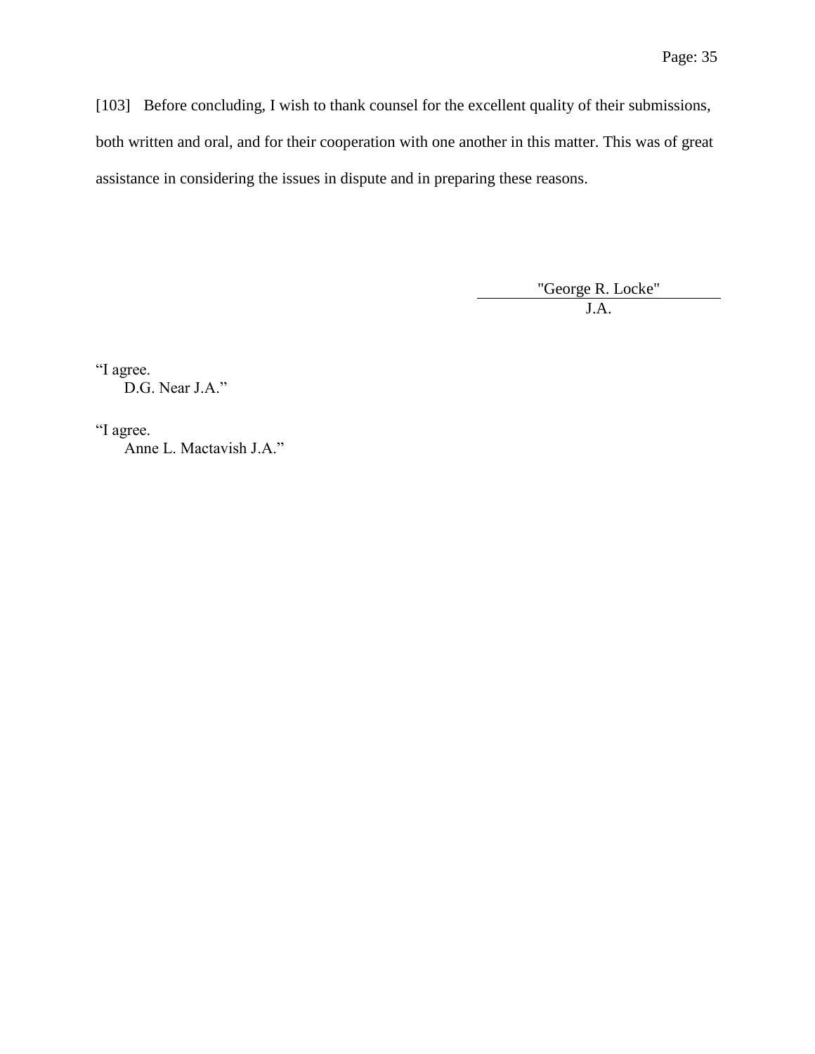[103] Before concluding, I wish to thank counsel for the excellent quality of their submissions, both written and oral, and for their cooperation with one another in this matter. This was of great assistance in considering the issues in dispute and in preparing these reasons.

"George R. Locke"
J.A.

"I agree.
D.G. Near J.A."

"I agree.
Anne L. Mactavish J.A."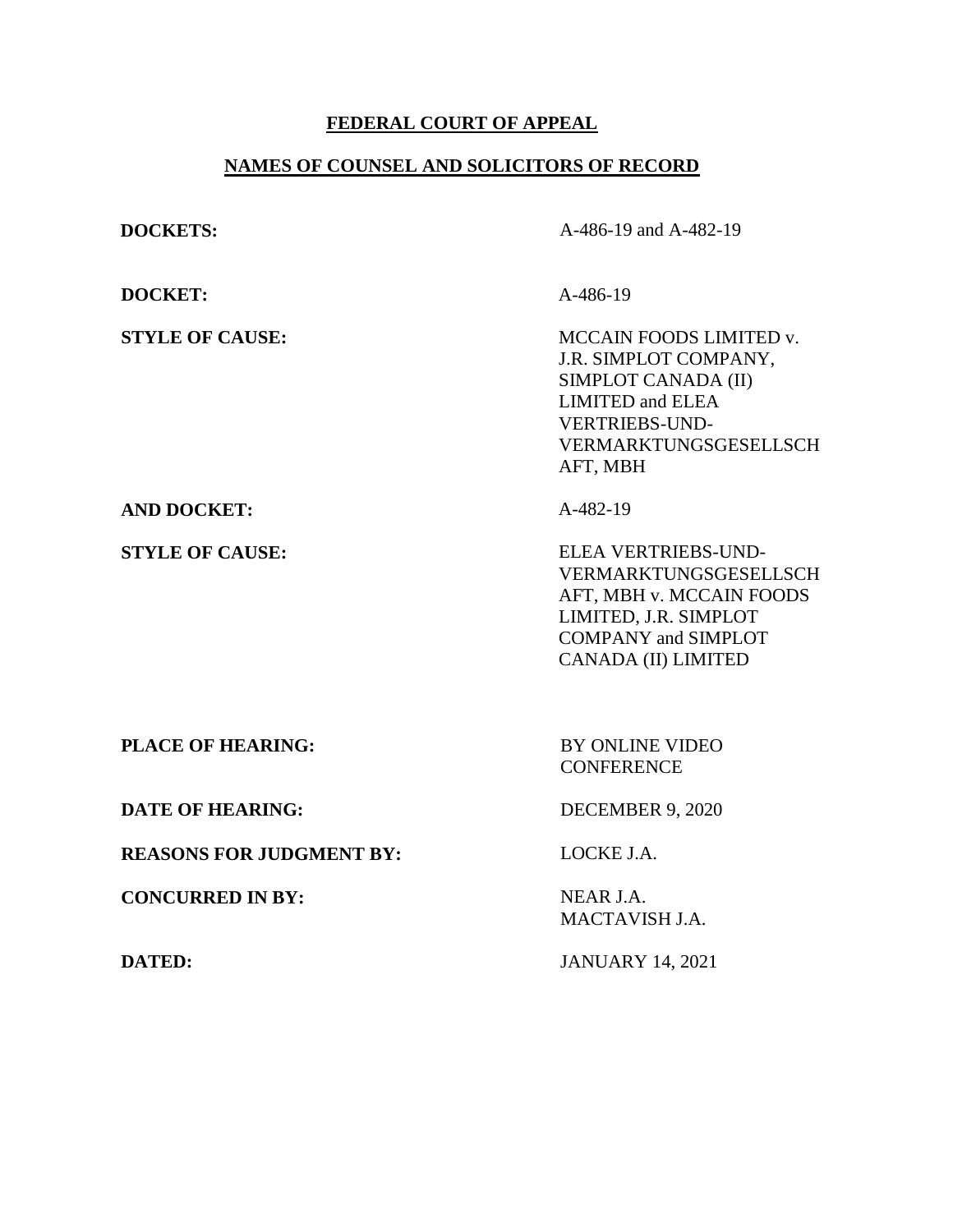# FEDERAL COURT OF APPEAL

## NAMES OF COUNSEL AND SOLICITORS OF RECORD

| | |
|---|---|
| **DOCKETS:** | A-486-19 and A-482-19 |
| **DOCKET:** | A-486-19 |
| **STYLE OF CAUSE:** | MCCAIN FOODS LIMITED v. J.R. SIMPLOT COMPANY, SIMPLOT CANADA (II) LIMITED and ELEA VERTRIEBS-UND-VERMARKTUNGSGESELLSCHAFT, MBH |
| **AND DOCKET:** | A-482-19 |
| **STYLE OF CAUSE:** | ELEA VERTRIEBS-UND-VERMARKTUNGSGESELLSCHAFT, MBH v. MCCAIN FOODS LIMITED, J.R. SIMPLOT COMPANY and SIMPLOT CANADA (II) LIMITED |
| **PLACE OF HEARING:** | BY ONLINE VIDEO CONFERENCE |
| **DATE OF HEARING:** | DECEMBER 9, 2020 |
| **REASONS FOR JUDGMENT BY:** | LOCKE J.A. |
| **CONCURRED IN BY:** | NEAR J.A.<br>MACTAVISH J.A. |
| **DATED:** | JANUARY 14, 2021 |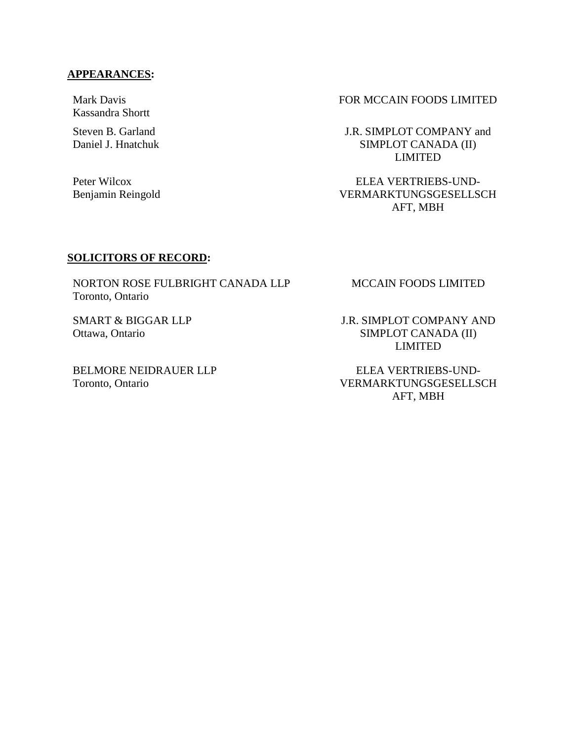**APPEARANCES:**

| | |
|---|---|
| Mark Davis<br>Kassandra Shortt | FOR MCCAIN FOODS LIMITED |
| Steven B. Garland<br>Daniel J. Hnatchuk | J.R. SIMPLOT COMPANY and SIMPLOT CANADA (II) LIMITED |
| Peter Wilcox<br>Benjamin Reingold | ELEA VERTRIEBS-UND-VERMARKTUNGSGESELLSCHAFT, MBH |

**SOLICITORS OF RECORD:**

| | |
|---|---|
| NORTON ROSE FULBRIGHT CANADA LLP<br>Toronto, Ontario | MCCAIN FOODS LIMITED |
| SMART & BIGGAR LLP<br>Ottawa, Ontario | J.R. SIMPLOT COMPANY AND SIMPLOT CANADA (II) LIMITED |
| BELMORE NEIDRAUER LLP<br>Toronto, Ontario | ELEA VERTRIEBS-UND-VERMARKTUNGSGESELLSCHAFT, MBH |